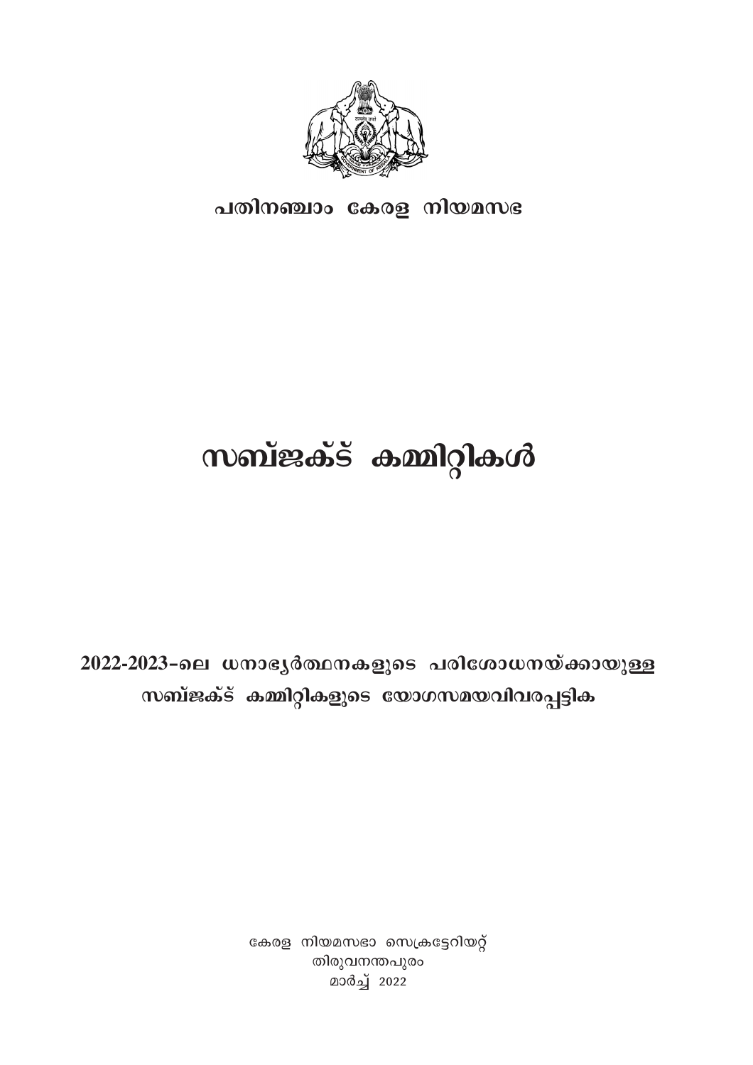പതിനഞ്ചാം കേരള നിയമസഭ

# സബ്ജക്ട് കമ്മിറ്റികൾ

## 2022-2023-ലെ ധനാഭ്യർത്ഥനകളുടെ പരിശോധനയ്ക്കായുള്ള സബ്ജക്ട് കമ്മിറ്റികളുടെ യോഗസമയവിവരപ്പട്ടിക

കേരള നിയമസഭാ സെക്രട്ടേറിയറ്റ്
തിരുവനന്തപുരം
മാർച്ച് 2022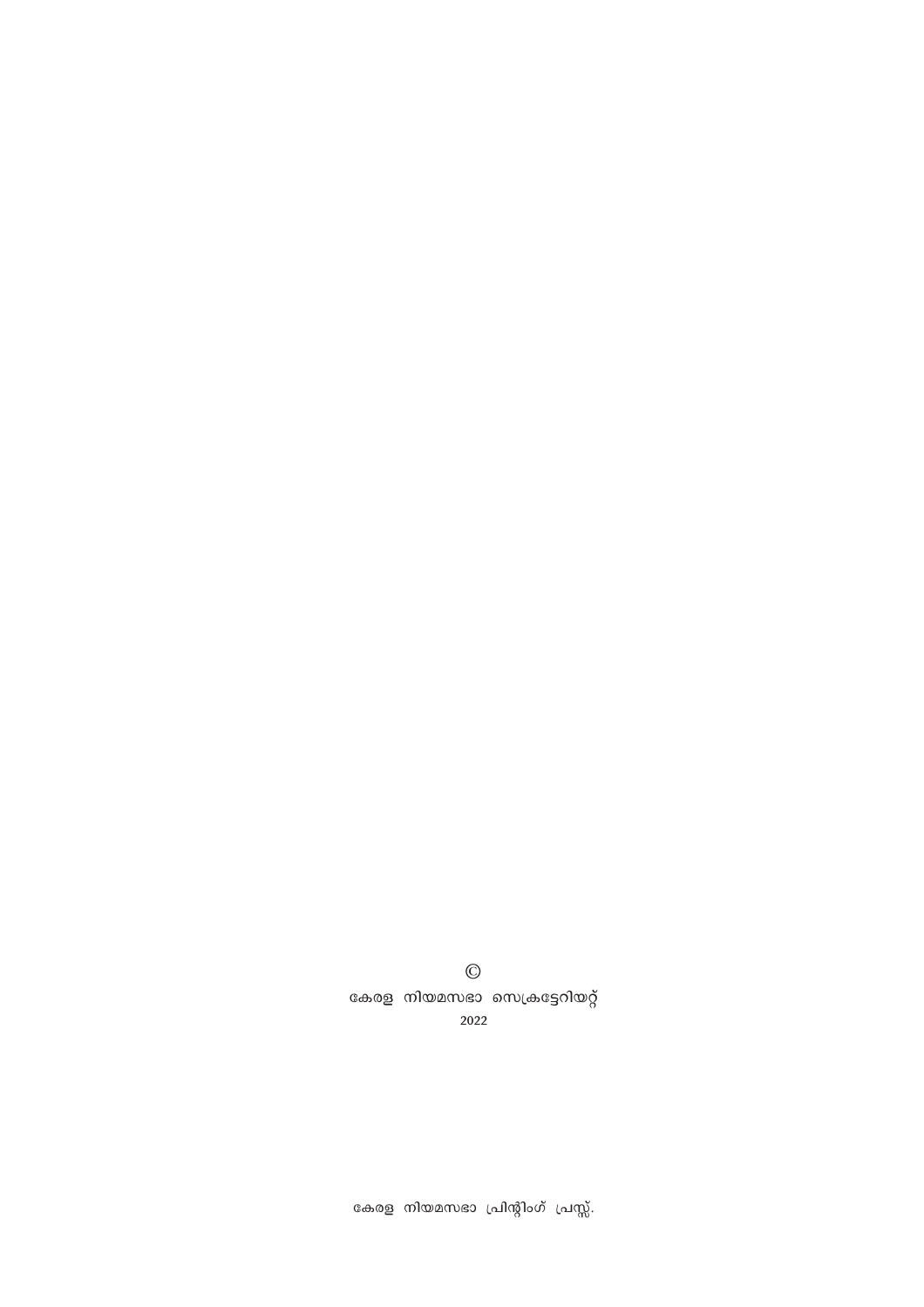©

കേരള നിയമസഭാ സെക്രട്ടേറിയറ്റ്

2022

കേരള നിയമസഭാ പ്രിന്റിംഗ് പ്രസ്സ്.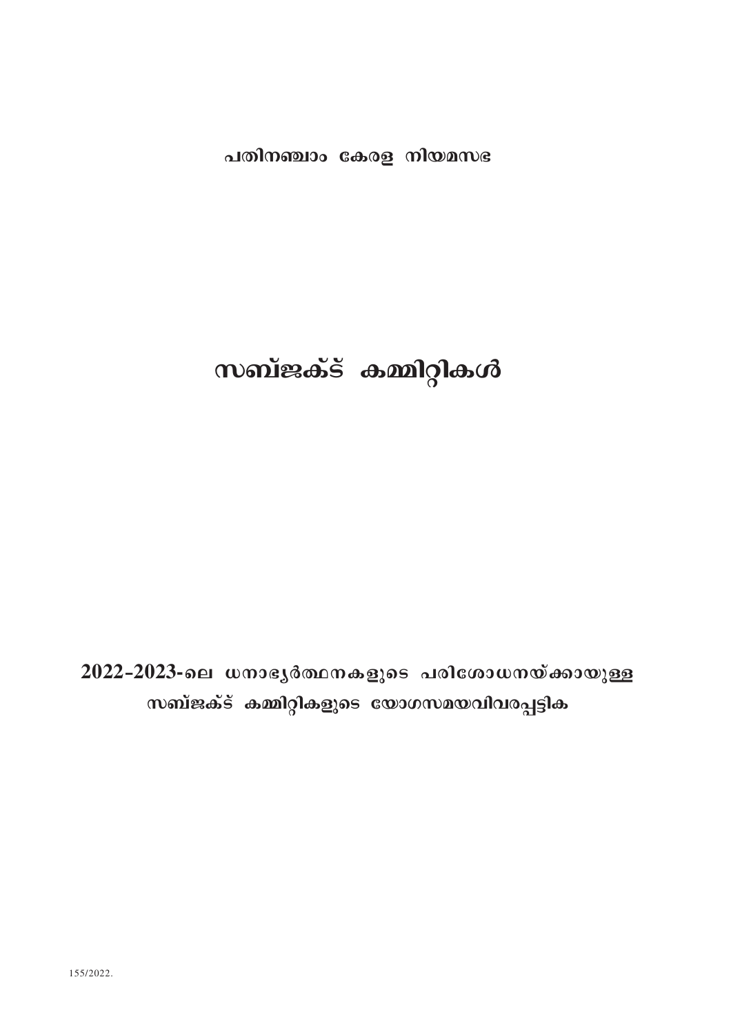പതിനഞ്ചാം കേരള നിയമസഭ

# സബ്ജക്ട് കമ്മിറ്റികൾ

## 2022-2023-ലെ ധനാഭ്യർത്ഥനകളുടെ പരിശോധനയ്ക്കായുള്ള സബ്ജക്ട് കമ്മിറ്റികളുടെ യോഗസമയവിവരപ്പട്ടിക

155/2022.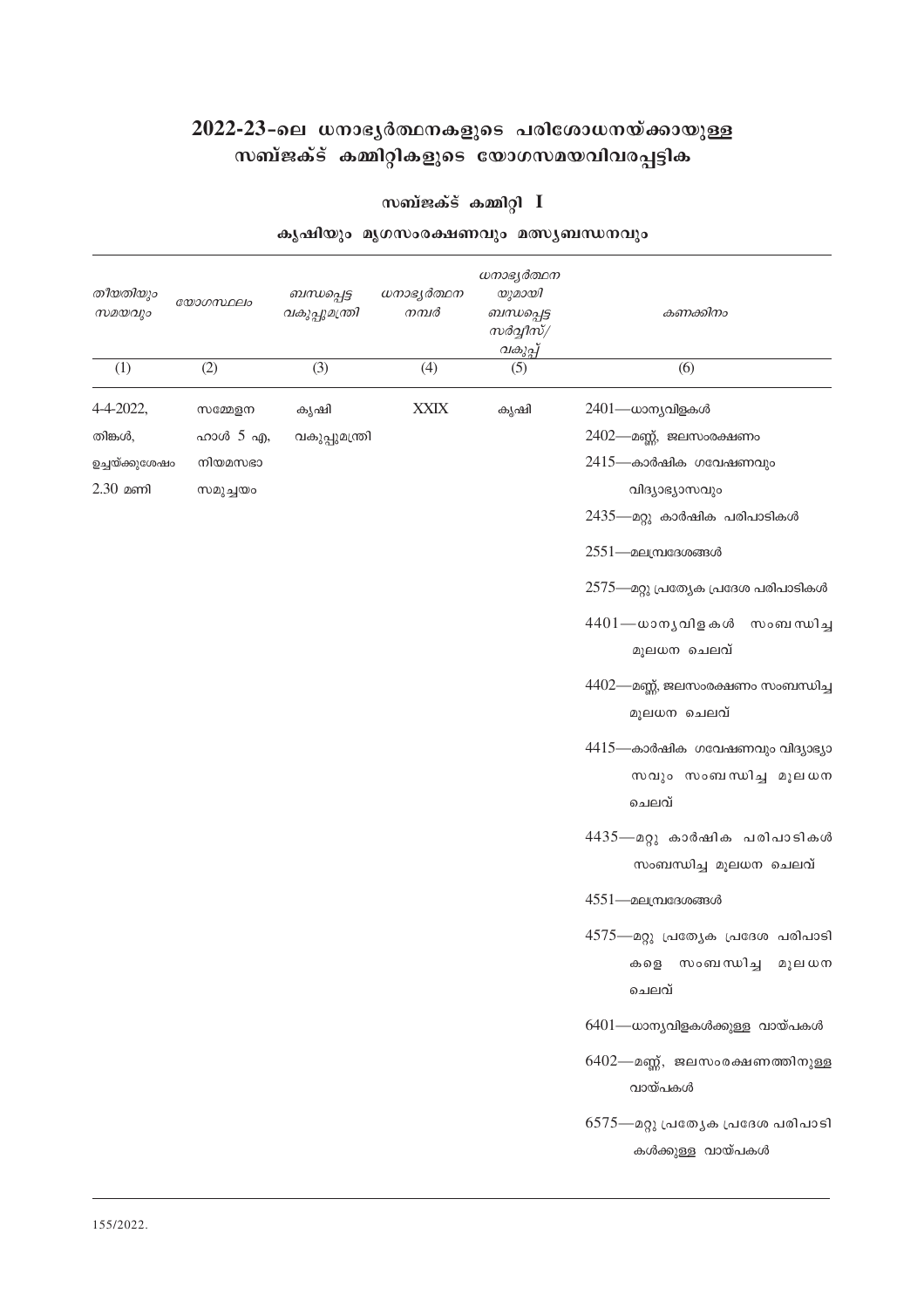# 2022-23-ലെ ധനാഭ്യർത്ഥനകളുടെ പരിശോധനയ്ക്കായുള്ള സബ്ജക്ട് കമ്മിറ്റികളുടെ യോഗസമയവിവരപ്പട്ടിക

## സബ്ജക്ട് കമ്മിറ്റി I

### കൃഷിയും മൃഗസംരക്ഷണവും മത്സ്യബന്ധനവും

| *തീയതിയും സമയവും* | *യോഗസ്ഥലം* | *ബന്ധപ്പെട്ട വകുപ്പുമന്ത്രി* | *ധനാഭ്യർത്ഥന നമ്പർ* | *ധനാഭ്യർത്ഥന യുമായി ബന്ധപ്പെട്ട സർവ്വീസ്/ വകുപ്പ്* | *കണക്കിനം* |
|---|---|---|---|---|---|
| (1) | (2) | (3) | (4) | (5) | (6) |
| 4-4-2022, തിങ്കൾ, ഉച്ചയ്ക്കുശേഷം 2.30 മണി | സമ്മേളന ഹാൾ 5 എ, നിയമസഭാ സമുച്ചയം | കൃഷി വകുപ്പുമന്ത്രി | XXIX | കൃഷി | 2401—ധാന്യവിളകൾ<br>2402—മണ്ണ്, ജലസംരക്ഷണം<br>2415—കാർഷിക ഗവേഷണവും വിദ്യാഭ്യാസവും<br>2435—മറ്റു കാർഷിക പരിപാടികൾ<br>2551—മലമ്പ്രദേശങ്ങൾ<br>2575—മറ്റു പ്രത്യേക പ്രദേശ പരിപാടികൾ<br>4401—ധാന്യവിളകൾ സംബന്ധിച്ച മൂലധന ചെലവ്<br>4402—മണ്ണ്, ജലസംരക്ഷണം സംബന്ധിച്ച മൂലധന ചെലവ്<br>4415—കാർഷിക ഗവേഷണവും വിദ്യാഭ്യാസവും സംബന്ധിച്ച മൂലധന ചെലവ്<br>4435—മറ്റു കാർഷിക പരിപാടികൾ സംബന്ധിച്ച മൂലധന ചെലവ്<br>4551—മലമ്പ്രദേശങ്ങൾ<br>4575—മറ്റു പ്രത്യേക പ്രദേശ പരിപാടികളെ സംബന്ധിച്ച മൂലധന ചെലവ്<br>6401—ധാന്യവിളകൾക്കുള്ള വായ്പകൾ<br>6402—മണ്ണ്, ജലസംരക്ഷണത്തിനുള്ള വായ്പകൾ<br>6575—മറ്റു പ്രത്യേക പ്രദേശ പരിപാടികൾക്കുള്ള വായ്പകൾ |

155/2022.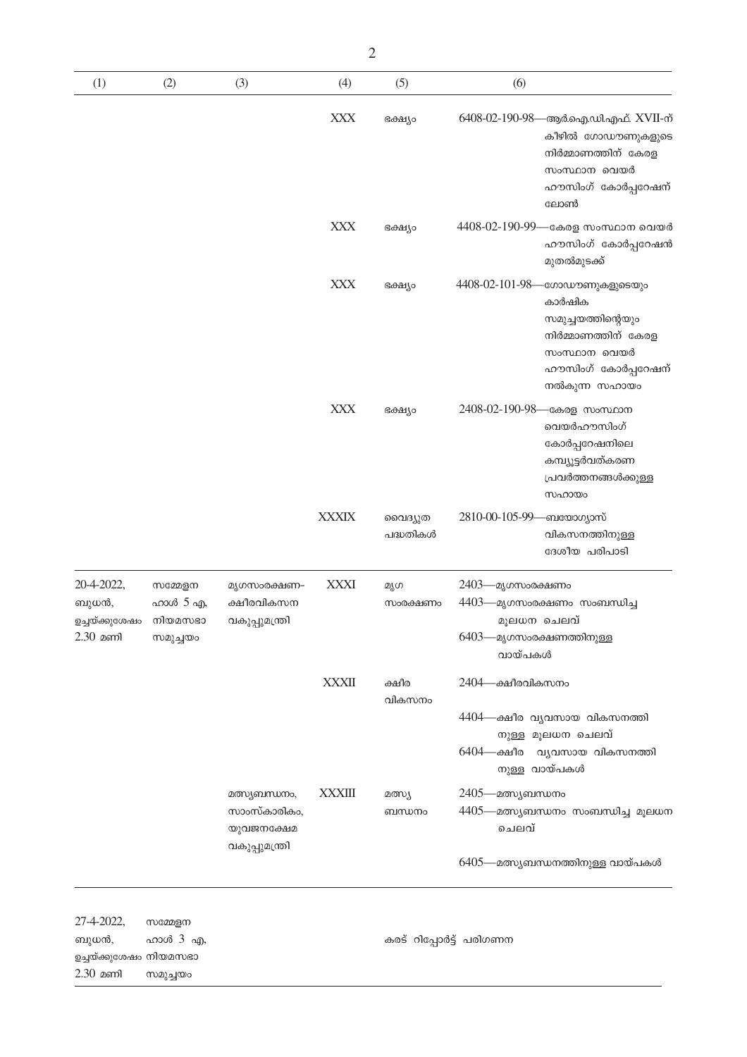| (1) | (2) | (3) | (4) | (5) | (6) |
|---|---|---|---|---|---|
| | | | XXX | ഭക്ഷ്യം | 6408-02-190-98—ആർ.ഐ.ഡി.എഫ്. XVII-ന് കീഴിൽ ഗോഡൗണുകളുടെ നിർമ്മാണത്തിന് കേരള സംസ്ഥാന വെയർ ഹൗസിംഗ് കോർപ്പറേഷന് ലോൺ |
| | | | XXX | ഭക്ഷ്യം | 4408-02-190-99—കേരള സംസ്ഥാന വെയർ ഹൗസിംഗ് കോർപ്പറേഷൻ മുതൽമുടക്ക് |
| | | | XXX | ഭക്ഷ്യം | 4408-02-101-98—ഗോഡൗണുകളുടെയും കാർഷിക സമുച്ചയത്തിന്റെയും നിർമ്മാണത്തിന് കേരള സംസ്ഥാന വെയർ ഹൗസിംഗ് കോർപ്പറേഷന് നൽകുന്ന സഹായം |
| | | | XXX | ഭക്ഷ്യം | 2408-02-190-98—കേരള സംസ്ഥാന വെയർഹൗസിംഗ് കോർപ്പറേഷനിലെ കമ്പ്യൂട്ടർവത്കരണ പ്രവർത്തനങ്ങൾക്കുള്ള സഹായം |
| | | | XXXIX | വൈദ്യുത പദ്ധതികൾ | 2810-00-105-99—ബയോഗ്യാസ് വികസനത്തിനുള്ള ദേശീയ പരിപാടി |
| 20-4-2022, ബുധൻ, ഉച്ചയ്ക്കുശേഷം 2.30 മണി | സമ്മേളന ഹാൾ 5 എ, നിയമസഭാ സമുച്ചയം | മൃഗസംരക്ഷണ-ക്ഷീരവികസന വകുപ്പുമന്ത്രി | XXXI | മൃഗ സംരക്ഷണം | 2403—മൃഗസംരക്ഷണം<br>4403—മൃഗസംരക്ഷണം സംബന്ധിച്ച മൂലധന ചെലവ്<br>6403—മൃഗസംരക്ഷണത്തിനുള്ള വായ്പകൾ |
| | | | XXXII | ക്ഷീര വികസനം | 2404—ക്ഷീരവികസനം<br>4404—ക്ഷീര വ്യവസായ വികസനത്തിനുള്ള മൂലധന ചെലവ്<br>6404—ക്ഷീര വ്യവസായ വികസനത്തിനുള്ള വായ്പകൾ |
| | | മത്സ്യബന്ധനം, സാംസ്കാരികം, യുവജനക്ഷേമ വകുപ്പുമന്ത്രി | XXXIII | മത്സ്യ ബന്ധനം | 2405—മത്സ്യബന്ധനം<br>4405—മത്സ്യബന്ധനം സംബന്ധിച്ച മൂലധന ചെലവ്<br>6405—മത്സ്യബന്ധനത്തിനുള്ള വായ്പകൾ |
| 27-4-2022, ബുധൻ, ഉച്ചയ്ക്കുശേഷം 2.30 മണി | സമ്മേളന ഹാൾ 3 എ, നിയമസഭാ സമുച്ചയം | | | കരട് റിപ്പോർട്ട് പരിഗണന | |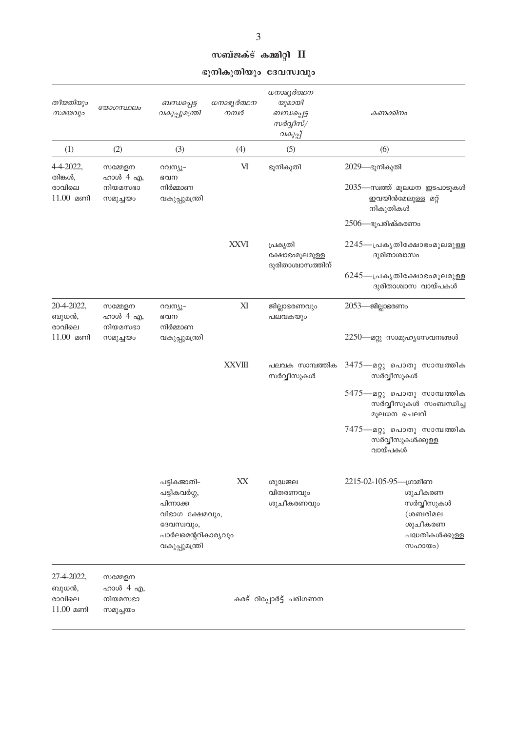## സബ്ജക്ട് കമ്മിറ്റി II

### ഭൂനികുതിയും ദേവസ്വവും

| തീയതിയും സമയവും | യോഗസ്ഥലം | ബന്ധപ്പെട്ട വകുപ്പുമന്ത്രി | ധനാഭ്യർത്ഥന നമ്പർ | ധനാഭ്യർത്ഥന യുമായി ബന്ധപ്പെട്ട സർവ്വീസ്/ വകുപ്പ് | കണക്കിനം |
|---|---|---|---|---|---|
| (1) | (2) | (3) | (4) | (5) | (6) |
| 4-4-2022, തിങ്കൾ, രാവിലെ 11.00 മണി | സമ്മേളന ഹാൾ 4 എ, നിയമസഭാ സമുച്ചയം | റവന്യൂ- ഭവന നിർമ്മാണ വകുപ്പുമന്ത്രി | VI | ഭൂനികുതി | 2029—ഭൂനികുതി |
| | | | | | 2035—സ്വത്ത് മൂലധന ഇടപാടുകൾ ഇവയിൻമേലുള്ള മറ്റ് നികുതികൾ |
| | | | | | 2506—ഭൂപരിഷ്കരണം |
| | | | XXVI | പ്രകൃതി ക്ഷോഭംമൂലമുള്ള ദുരിതാശ്വാസത്തിന് | 2245—പ്രകൃതിക്ഷോഭംമൂലമുള്ള ദുരിതാശ്വാസം |
| | | | | | 6245—പ്രകൃതിക്ഷോഭംമൂലമുള്ള ദുരിതാശ്വാസ വായ്പകൾ |
| 20-4-2022, ബുധൻ, രാവിലെ 11.00 മണി | സമ്മേളന ഹാൾ 4 എ, നിയമസഭാ സമുച്ചയം | റവന്യൂ- ഭവന നിർമ്മാണ വകുപ്പുമന്ത്രി | XI | ജില്ലാഭരണവും പലവകയും | 2053—ജില്ലാഭരണം |
| | | | | | 2250—മറ്റു സാമൂഹ്യസേവനങ്ങൾ |
| | | | XXVIII | പലവക സാമ്പത്തിക സർവ്വീസുകൾ | 3475—മറ്റു പൊതു സാമ്പത്തിക സർവ്വീസുകൾ |
| | | | | | 5475—മറ്റു പൊതു സാമ്പത്തിക സർവ്വീസുകൾ സംബന്ധിച്ച മൂലധന ചെലവ് |
| | | | | | 7475—മറ്റു പൊതു സാമ്പത്തിക സർവ്വീസുകൾക്കുള്ള വായ്പകൾ |
| | | പട്ടികജാതി- പട്ടികവർഗ്ഗ, പിന്നാക്ക വിഭാഗ ക്ഷേമവും, ദേവസ്വവും, പാർലമെന്ററികാര്യവും വകുപ്പുമന്ത്രി | XX | ശുദ്ധജല വിതരണവും ശുചീകരണവും | 2215-02-105-95—ഗ്രാമീണ ശുചീകരണ സർവ്വീസുകൾ (ശബരിമല ശുചീകരണ പദ്ധതികൾക്കുള്ള സഹായം) |
| 27-4-2022, ബുധൻ, രാവിലെ 11.00 മണി | സമ്മേളന ഹാൾ 4 എ, നിയമസഭാ സമുച്ചയം | കരട് റിപ്പോർട്ട് പരിഗണന | | | |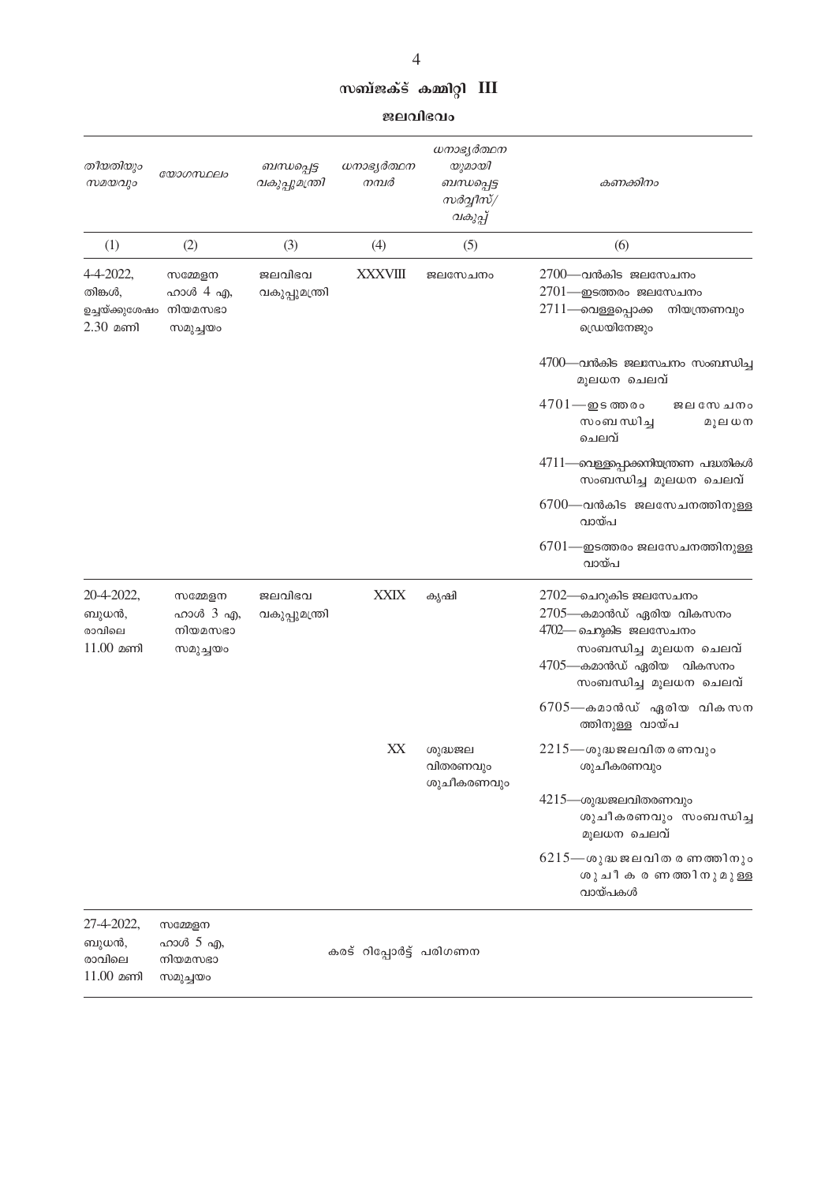## സബ്ജക്ട് കമ്മിറ്റി III

### ജലവിഭവം

| തീയതിയും സമയവും | യോഗസ്ഥലം | ബന്ധപ്പെട്ട വകുപ്പുമന്ത്രി | ധനാഭ്യർത്ഥന നമ്പർ | ധനാഭ്യർത്ഥന യുമായി ബന്ധപ്പെട്ട സർവ്വീസ്/ വകുപ്പ് | കണക്കിനം |
|---|---|---|---|---|---|
| (1) | (2) | (3) | (4) | (5) | (6) |
| 4-4-2022, തിങ്കൾ, ഉച്ചയ്ക്കുശേഷം 2.30 മണി | സമ്മേളന ഹാൾ 4 എ, നിയമസഭാ സമുച്ചയം | ജലവിഭവ വകുപ്പുമന്ത്രി | XXXVIII | ജലസേചനം | 2700—വൻകിട ജലസേചനം<br>2701—ഇടത്തരം ജലസേചനം<br>2711—വെള്ളപ്പൊക്ക നിയന്ത്രണവും ഡ്രെയിനേജും<br>4700—വൻകിട ജലസേചനം സംബന്ധിച്ച മൂലധന ചെലവ്<br>4701—ഇടത്തരം ജലസേചനം സംബന്ധിച്ച മൂലധന ചെലവ്<br>4711—വെള്ളപ്പൊക്കനിയന്ത്രണ പദ്ധതികൾ സംബന്ധിച്ച മൂലധന ചെലവ്<br>6700—വൻകിട ജലസേചനത്തിനുള്ള വായ്പ<br>6701—ഇടത്തരം ജലസേചനത്തിനുള്ള വായ്പ |
| 20-4-2022, ബുധൻ, രാവിലെ 11.00 മണി | സമ്മേളന ഹാൾ 3 എ, നിയമസഭാ സമുച്ചയം | ജലവിഭവ വകുപ്പുമന്ത്രി | XXIX | കൃഷി | 2702—ചെറുകിട ജലസേചനം<br>2705—കമാൻഡ് ഏരിയ വികസനം<br>4702—ചെറുകിട ജലസേചനം സംബന്ധിച്ച മൂലധന ചെലവ്<br>4705—കമാൻഡ് ഏരിയ വികസനം സംബന്ധിച്ച മൂലധന ചെലവ്<br>6705—കമാൻഡ് ഏരിയ വികസനത്തിനുള്ള വായ്പ |
| | | | XX | ശുദ്ധജല വിതരണവും ശുചീകരണവും | 2215—ശുദ്ധജലവിതരണവും ശുചീകരണവും<br>4215—ശുദ്ധജലവിതരണവും ശുചീകരണവും സംബന്ധിച്ച മൂലധന ചെലവ്<br>6215—ശുദ്ധജലവിതരണത്തിനും ശുചീകരണത്തിനുമുള്ള വായ്പകൾ |
| 27-4-2022, ബുധൻ, രാവിലെ 11.00 മണി | സമ്മേളന ഹാൾ 5 എ, നിയമസഭാ സമുച്ചയം | കരട് റിപ്പോർട്ട് പരിഗണന | | | |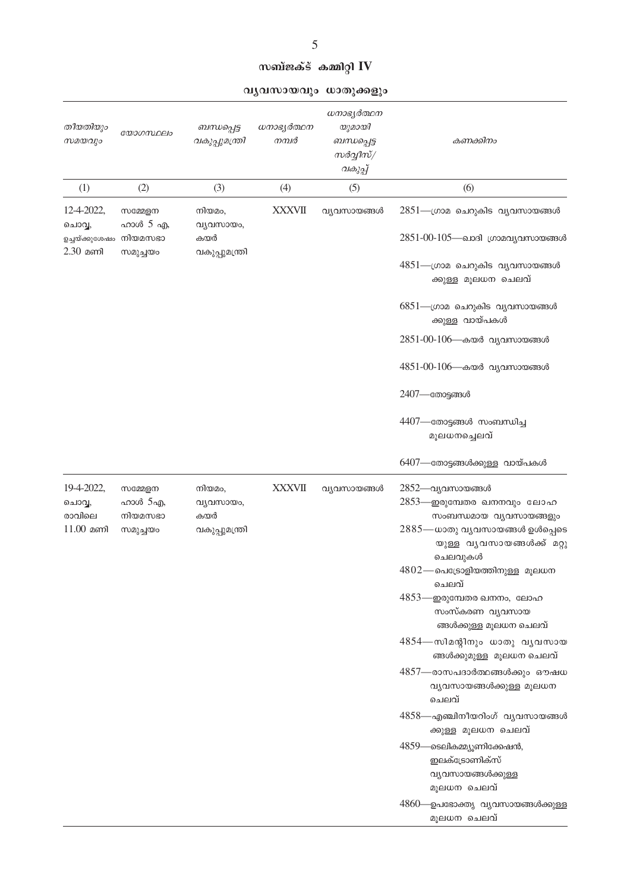## സബ്ജക്ട് കമ്മിറ്റി IV

### വ്യവസായവും ധാതുക്കളും

| തീയതിയും സമയവും | യോഗസ്ഥലം | ബന്ധപ്പെട്ട വകുപ്പുമന്ത്രി | ധനാഭ്യർത്ഥന നമ്പർ | ധനാഭ്യർത്ഥന യുമായി ബന്ധപ്പെട്ട സർവ്വീസ്/ വകുപ്പ് | കണക്കിനം |
|---|---|---|---|---|---|
| (1) | (2) | (3) | (4) | (5) | (6) |
| 12-4-2022, ചൊവ്വ, ഉച്ചയ്ക്കുശേഷം 2.30 മണി | സമ്മേളന ഹാൾ 5 എ, നിയമസഭാ സമുച്ചയം | നിയമം, വ്യവസായം, കയർ വകുപ്പുമന്ത്രി | XXXVII | വ്യവസായങ്ങൾ | 2851—ഗ്രാമ ചെറുകിട വ്യവസായങ്ങൾ<br>2851-00-105—ഖാദി ഗ്രാമവ്യവസായങ്ങൾ<br>4851—ഗ്രാമ ചെറുകിട വ്യവസായങ്ങൾക്കുള്ള മൂലധന ചെലവ്<br>6851—ഗ്രാമ ചെറുകിട വ്യവസായങ്ങൾക്കുള്ള വായ്പകൾ<br>2851-00-106—കയർ വ്യവസായങ്ങൾ<br>4851-00-106—കയർ വ്യവസായങ്ങൾ<br>2407—തോട്ടങ്ങൾ<br>4407—തോട്ടങ്ങൾ സംബന്ധിച്ച മൂലധനച്ചെലവ്<br>6407—തോട്ടങ്ങൾക്കുള്ള വായ്പകൾ |
| 19-4-2022, ചൊവ്വ, രാവിലെ 11.00 മണി | സമ്മേളന ഹാൾ 5എ, നിയമസഭാ സമുച്ചയം | നിയമം, വ്യവസായം, കയർ വകുപ്പുമന്ത്രി | XXXVII | വ്യവസായങ്ങൾ | 2852—വ്യവസായങ്ങൾ<br>2853—ഇരുമ്പേതര ഖനനവും ലോഹ സംബന്ധമായ വ്യവസായങ്ങളും<br>2885—ധാതു വ്യവസായങ്ങൾ ഉൾപ്പെടെയുള്ള വ്യവസായങ്ങൾക്ക് മറ്റു ചെലവുകൾ<br>4802—പെട്രോളിയത്തിനുള്ള മൂലധന ചെലവ്<br>4853—ഇരുമ്പേതര ഖനനം, ലോഹ സംസ്കരണ വ്യവസായങ്ങൾക്കുള്ള മൂലധന ചെലവ്<br>4854—സിമന്റിനും ധാതു വ്യവസായങ്ങൾക്കുമുള്ള മൂലധന ചെലവ്<br>4857—രാസപദാർത്ഥങ്ങൾക്കും ഔഷധ വ്യവസായങ്ങൾക്കുള്ള മൂലധന ചെലവ്<br>4858—എഞ്ചിനീയറിംഗ് വ്യവസായങ്ങൾക്കുള്ള മൂലധന ചെലവ്<br>4859—ടെലികമ്മ്യൂണിക്കേഷൻ, ഇലക്ട്രോണിക്സ് വ്യവസായങ്ങൾക്കുള്ള മൂലധന ചെലവ്<br>4860—ഉപഭോക്തൃ വ്യവസായങ്ങൾക്കുള്ള മൂലധന ചെലവ് |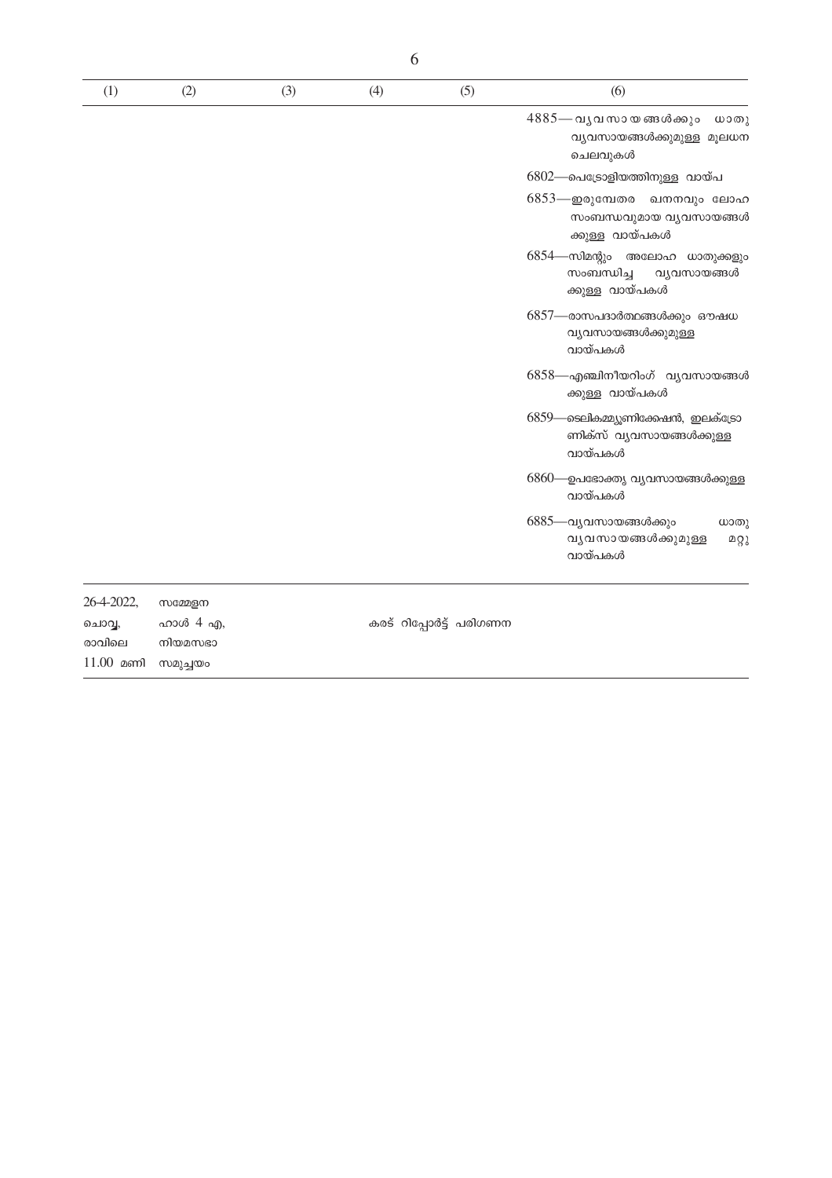| (1) | (2) | (3) | (4) | (5) | (6) |
|---|---|---|---|---|---|
| | | | | | 4885—വ്യവസായങ്ങൾക്കും ധാതു വ്യവസായങ്ങൾക്കുമുള്ള മൂലധന ചെലവുകൾ |
| | | | | | 6802—പെട്രോളിയത്തിനുള്ള വായ്പ |
| | | | | | 6853—ഇരുമ്പേതര ഖനനവും ലോഹ സംബന്ധവുമായ വ്യവസായങ്ങൾക്കുള്ള വായ്പകൾ |
| | | | | | 6854—സിമന്റും അലോഹ ധാതുക്കളും സംബന്ധിച്ച വ്യവസായങ്ങൾക്കുള്ള വായ്പകൾ |
| | | | | | 6857—രാസപദാർത്ഥങ്ങൾക്കും ഔഷധ വ്യവസായങ്ങൾക്കുമുള്ള വായ്പകൾ |
| | | | | | 6858—എഞ്ചിനീയറിംഗ് വ്യവസായങ്ങൾക്കുള്ള വായ്പകൾ |
| | | | | | 6859—ടെലികമ്മ്യൂണിക്കേഷൻ, ഇലക്ട്രോണിക്സ് വ്യവസായങ്ങൾക്കുള്ള വായ്പകൾ |
| | | | | | 6860—ഉപഭോക്തൃ വ്യവസായങ്ങൾക്കുള്ള വായ്പകൾ |
| | | | | | 6885—വ്യവസായങ്ങൾക്കും ധാതു വ്യവസായങ്ങൾക്കുമുള്ള മറ്റു വായ്പകൾ |
| 26-4-2022, ചൊവ്വ, രാവിലെ 11.00 മണി | സമ്മേളന ഹാൾ 4 എ, നിയമസഭാ സമുച്ചയം | | കരട് റിപ്പോർട്ട് പരിഗണന | | |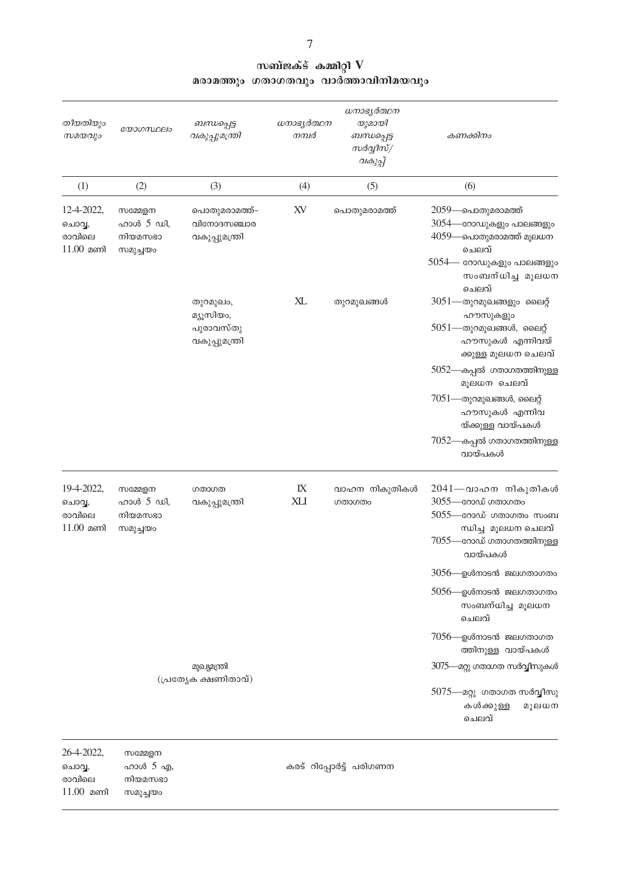## സബ്ജക്ട് കമ്മിറ്റി V
## മരാമത്തും ഗതാഗതവും വാർത്താവിനിമയവും

| തീയതിയും സമയവും | യോഗസ്ഥലം | ബന്ധപ്പെട്ട വകുപ്പുമന്ത്രി | ധനാഭ്യർത്ഥന നമ്പർ | ധനാഭ്യർത്ഥനയുമായി ബന്ധപ്പെട്ട സർവ്വീസ്/ വകുപ്പ് | കണക്കിനം |
|---|---|---|---|---|---|
| (1) | (2) | (3) | (4) | (5) | (6) |
| 12-4-2022, ചൊവ്വ, രാവിലെ 11.00 മണി | സമ്മേളന ഹാൾ 5 ഡി, നിയമസഭാ സമുച്ചയം | പൊതുമരാമത്ത്-വിനോദസഞ്ചാര വകുപ്പുമന്ത്രി | XV | പൊതുമരാമത്ത് | 2059—പൊതുമരാമത്ത്<br>3054—റോഡുകളും പാലങ്ങളും<br>4059—പൊതുമരാമത്ത് മൂലധന ചെലവ്<br>5054— റോഡുകളും പാലങ്ങളും സംബന്ധിച്ച മൂലധന ചെലവ് |
| | | തുറമുഖം, മ്യൂസിയം, പുരാവസ്തു വകുപ്പുമന്ത്രി | XL | തുറമുഖങ്ങൾ | 3051—തുറമുഖങ്ങളും ലൈറ്റ് ഹൗസുകളും<br>5051—തുറമുഖങ്ങൾ, ലൈറ്റ് ഹൗസുകൾ എന്നിവയ്ക്കുള്ള മൂലധന ചെലവ്<br>5052—കപ്പൽ ഗതാഗതത്തിനുള്ള മൂലധന ചെലവ്<br>7051—തുറമുഖങ്ങൾ, ലൈറ്റ് ഹൗസുകൾ എന്നിവയ്ക്കുള്ള വായ്പകൾ<br>7052—കപ്പൽ ഗതാഗതത്തിനുള്ള വായ്പകൾ |
| 19-4-2022, ചൊവ്വ, രാവിലെ 11.00 മണി | സമ്മേളന ഹാൾ 5 ഡി, നിയമസഭാ സമുച്ചയം | ഗതാഗത വകുപ്പുമന്ത്രി | IX<br>XLI | വാഹന നികുതികൾ<br>ഗതാഗതം | 2041—വാഹന നികുതികൾ<br>3055—റോഡ് ഗതാഗതം<br>5055—റോഡ് ഗതാഗതം സംബന്ധിച്ച മൂലധന ചെലവ്<br>7055—റോഡ് ഗതാഗതത്തിനുള്ള വായ്പകൾ<br>3056—ഉൾനാടൻ ജലഗതാഗതം<br>5056—ഉൾനാടൻ ജലഗതാഗതം സംബന്ധിച്ച മൂലധന ചെലവ്<br>7056—ഉൾനാടൻ ജലഗതാഗതത്തിനുള്ള വായ്പകൾ |
| | | മുഖ്യമന്ത്രി (പ്രത്യേക ക്ഷണിതാവ്) | | | 3075—മറ്റു ഗതാഗത സർവ്വീസുകൾ<br>5075—മറ്റു ഗതാഗത സർവ്വീസുകൾക്കുള്ള മൂലധന ചെലവ് |
| 26-4-2022, ചൊവ്വ, രാവിലെ 11.00 മണി | സമ്മേളന ഹാൾ 5 എ, നിയമസഭാ സമുച്ചയം | | | കരട് റിപ്പോർട്ട് പരിഗണന | |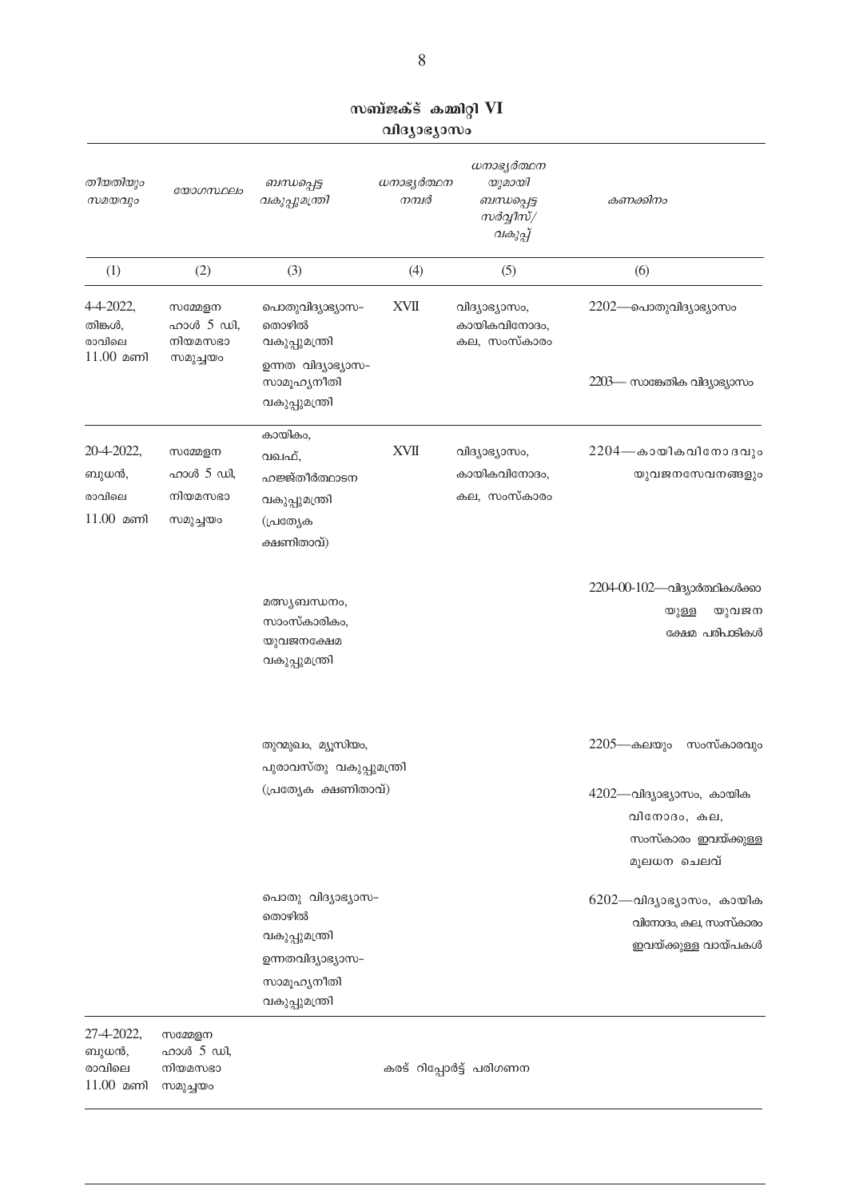## സബ്ജക്ട് കമ്മിറ്റി VI
### വിദ്യാഭ്യാസം

| *തീയതിയും സമയവും* | *യോഗസ്ഥലം* | *ബന്ധപ്പെട്ട വകുപ്പുമന്ത്രി* | *ധനാഭ്യർത്ഥന നമ്പർ* | *ധനാഭ്യർത്ഥന യുമായി ബന്ധപ്പെട്ട സർവ്വീസ്/ വകുപ്പ്* | *കണക്കിനം* |
|---|---|---|---|---|---|
| (1) | (2) | (3) | (4) | (5) | (6) |
| 4-4-2022, തിങ്കൾ, രാവിലെ 11.00 മണി | സമ്മേളന ഹാൾ 5 ഡി, നിയമസഭാ സമുച്ചയം | പൊതുവിദ്യാഭ്യാസ-തൊഴിൽ വകുപ്പുമന്ത്രി | XVII | വിദ്യാഭ്യാസം, കായികവിനോദം, കല, സംസ്കാരം | 2202—പൊതുവിദ്യാഭ്യാസം |
| | | ഉന്നത വിദ്യാഭ്യാസ-സാമൂഹ്യനീതി വകുപ്പുമന്ത്രി | | | 2203— സാങ്കേതിക വിദ്യാഭ്യാസം |
| 20-4-2022, ബുധൻ, രാവിലെ 11.00 മണി | സമ്മേളന ഹാൾ 5 ഡി, നിയമസഭാ സമുച്ചയം | കായികം, വഖഫ്, ഹജ്ജ്തീർത്ഥാടന വകുപ്പുമന്ത്രി (പ്രത്യേക ക്ഷണിതാവ്) | XVII | വിദ്യാഭ്യാസം, കായികവിനോദം, കല, സംസ്കാരം | 2204—കായികവിനോദവും യുവജനസേവനങ്ങളും |
| | | മത്സ്യബന്ധനം, സാംസ്കാരികം, യുവജനക്ഷേമ വകുപ്പുമന്ത്രി | | | 2204-00-102—വിദ്യാർത്ഥികൾക്കായുള്ള യുവജന ക്ഷേമ പരിപാടികൾ |
| | | തുറമുഖം, മ്യൂസിയം, പുരാവസ്തു വകുപ്പുമന്ത്രി (പ്രത്യേക ക്ഷണിതാവ്) | | | 2205—കലയും സംസ്കാരവും<br>4202—വിദ്യാഭ്യാസം, കായിക വിനോദം, കല, സംസ്കാരം ഇവയ്ക്കുള്ള മൂലധന ചെലവ് |
| | | പൊതു വിദ്യാഭ്യാസ-തൊഴിൽ വകുപ്പുമന്ത്രി<br>ഉന്നതവിദ്യാഭ്യാസ-സാമൂഹ്യനീതി വകുപ്പുമന്ത്രി | | | 6202—വിദ്യാഭ്യാസം, കായിക വിനോദം, കല, സംസ്കാരം ഇവയ്ക്കുള്ള വായ്പകൾ |
| 27-4-2022, ബുധൻ, രാവിലെ 11.00 മണി | സമ്മേളന ഹാൾ 5 ഡി, നിയമസഭാ സമുച്ചയം | | കരട് റിപ്പോർട്ട് പരിഗണന | | |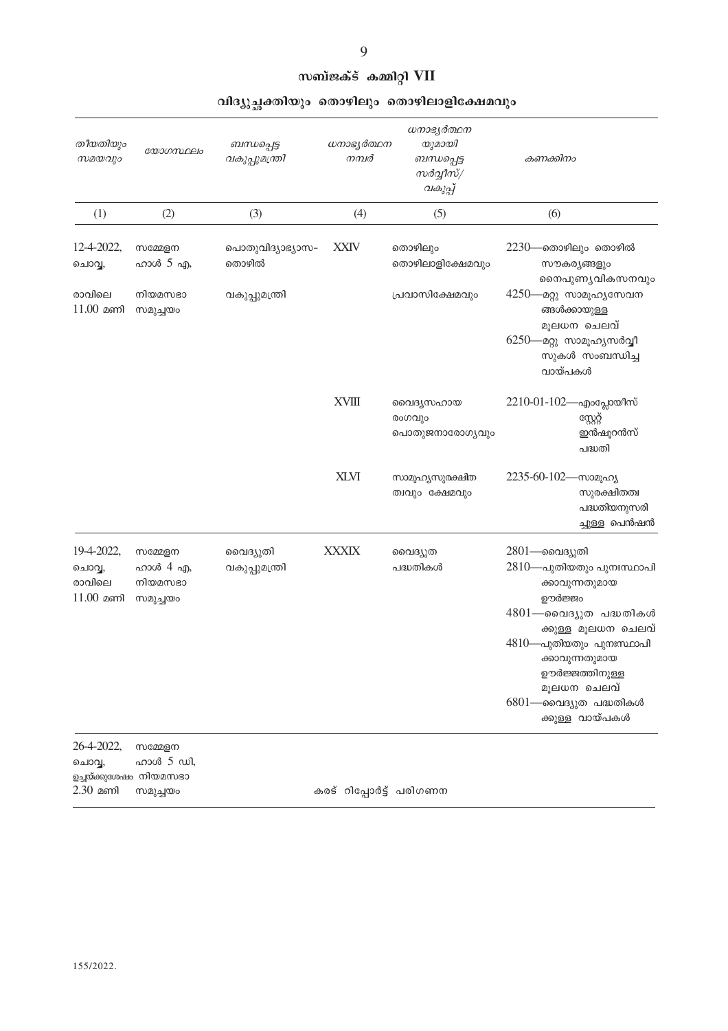## സബ്ജക്ട് കമ്മിറ്റി VII

### വിദ്യുച്ഛക്തിയും തൊഴിലും തൊഴിലാളിക്ഷേമവും

| തീയതിയും സമയവും | യോഗസ്ഥലം | ബന്ധപ്പെട്ട വകുപ്പുമന്ത്രി | ധനാഭ്യർത്ഥന നമ്പർ | ധനാഭ്യർത്ഥന യുമായി ബന്ധപ്പെട്ട സർവ്വീസ്/ വകുപ്പ് | കണക്കിനം |
|---|---|---|---|---|---|
| (1) | (2) | (3) | (4) | (5) | (6) |
| 12-4-2022, ചൊവ്വ, രാവിലെ 11.00 മണി | സമ്മേളന ഹാൾ 5 എ, നിയമസഭാ സമുച്ചയം | പൊതുവിദ്യാഭ്യാസ-തൊഴിൽ വകുപ്പുമന്ത്രി | XXIV | തൊഴിലും തൊഴിലാളിക്ഷേമവും പ്രവാസിക്ഷേമവും | 2230—തൊഴിലും തൊഴിൽ സൗകര്യങ്ങളും നൈപുണ്യവികസനവും<br>4250—മറ്റു സാമൂഹ്യസേവനങ്ങൾക്കായുള്ള മൂലധന ചെലവ്<br>6250—മറ്റു സാമൂഹ്യസർവ്വീസുകൾ സംബന്ധിച്ച വായ്പകൾ |
| | | | XVIII | വൈദ്യസഹായ രംഗവും പൊതുജനാരോഗ്യവും | 2210-01-102—എംപ്ലോയീസ് സ്റ്റേറ്റ് ഇൻഷുറൻസ് പദ്ധതി |
| | | | XLVI | സാമൂഹ്യസുരക്ഷിതത്വവും ക്ഷേമവും | 2235-60-102—സാമൂഹ്യ സുരക്ഷിതത്വ പദ്ധതിയനുസരിച്ചുള്ള പെൻഷൻ |
| 19-4-2022, ചൊവ്വ, രാവിലെ 11.00 മണി | സമ്മേളന ഹാൾ 4 എ, നിയമസഭാ സമുച്ചയം | വൈദ്യുതി വകുപ്പുമന്ത്രി | XXXIX | വൈദ്യുത പദ്ധതികൾ | 2801—വൈദ്യുതി<br>2810—പുതിയതും പുനഃസ്ഥാപിക്കാവുന്നതുമായ ഊർജ്ജം<br>4801—വൈദ്യുത പദ്ധതികൾക്കുള്ള മൂലധന ചെലവ്<br>4810—പുതിയതും പുനഃസ്ഥാപിക്കാവുന്നതുമായ ഊർജ്ജത്തിനുള്ള മൂലധന ചെലവ്<br>6801—വൈദ്യുത പദ്ധതികൾക്കുള്ള വായ്പകൾ |
| 26-4-2022, ചൊവ്വ, ഉച്ചയ്ക്കുശേഷം 2.30 മണി | സമ്മേളന ഹാൾ 5 ഡി, നിയമസഭാ സമുച്ചയം | | കരട് റിപ്പോർട്ട് പരിഗണന | | |

155/2022.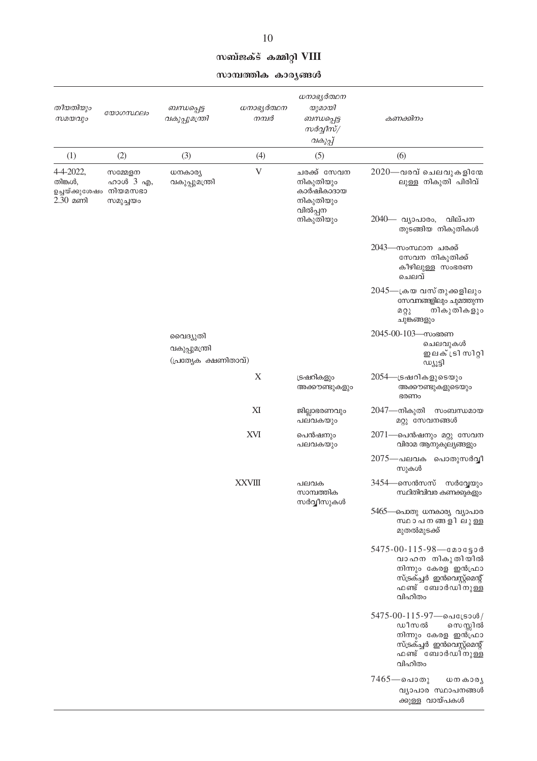## സബ്ജക്ട് കമ്മിറ്റി VIII

### സാമ്പത്തിക കാര്യങ്ങൾ

| *തീയതിയും സമയവും* | *യോഗസ്ഥലം* | *ബന്ധപ്പെട്ട വകുപ്പുമന്ത്രി* | *ധനാഭ്യർത്ഥന നമ്പർ* | *ധനാഭ്യർത്ഥന യുമായി ബന്ധപ്പെട്ട സർവ്വീസ്/ വകുപ്പ്* | *കണക്കിനം* |
|---|---|---|---|---|---|
| (1) | (2) | (3) | (4) | (5) | (6) |
| 4-4-2022, തിങ്കൾ, ഉച്ചയ്ക്കുശേഷം 2.30 മണി | സമ്മേളന ഹാൾ 3 എ, നിയമസഭാ സമുച്ചയം | ധനകാര്യ വകുപ്പുമന്ത്രി | V | ചരക്ക് സേവന നികുതിയും കാർഷികാദായ നികുതിയും വിൽപ്പന നികുതിയും | 2020—വരവ് ചെലവുകളിന്മേലുള്ള നികുതി പിരിവ് |
| | | | | | 2040— വ്യാപാരം, വില്പന തുടങ്ങിയ നികുതികൾ |
| | | | | | 2043—സംസ്ഥാന ചരക്ക് സേവന നികുതിക്ക് കീഴിലുള്ള സംഭരണ ചെലവ് |
| | | | | | 2045—ക്രയ വസ്തുക്കളിലും സേവനങ്ങളിലും ചുമത്തുന്ന മറ്റു നികുതികളും ചുങ്കങ്ങളും |
| | | വൈദ്യുതി വകുപ്പുമന്ത്രി (പ്രത്യേക ക്ഷണിതാവ്) | | | 2045-00-103—സംഭരണ ചെലവുകൾ ഇലക്ട്രിസിറ്റി ഡ്യൂട്ടി |
| | | | X | ട്രഷറികളും അക്കൗണ്ടുകളും | 2054—ട്രഷറികളുടെയും അക്കൗണ്ടുകളുടെയും ഭരണം |
| | | | XI | ജില്ലാഭരണവും പലവകയും | 2047—നികുതി സംബന്ധമായ മറ്റു സേവനങ്ങൾ |
| | | | XVI | പെൻഷനും പലവകയും | 2071—പെൻഷനും മറ്റു സേവന വിരാമ ആനുകൂല്യങ്ങളും |
| | | | | | 2075—പലവക പൊതുസർവ്വീസുകൾ |
| | | | XXVIII | പലവക സാമ്പത്തിക സർവ്വീസുകൾ | 3454—സെൻസസ് സർവ്വേയും സ്ഥിതിവിവര കണക്കുകളും |
| | | | | | 5465—പൊതു ധനകാര്യ വ്യാപാര സ്ഥാപനങ്ങളിലുള്ള മുതൽമുടക്ക് |
| | | | | | 5475-00-115-98—മോട്ടോർ വാഹന നികുതിയിൽ നിന്നും കേരള ഇൻഫ്രാസ്ട്രക്ച്വർ ഇൻവെസ്റ്റ്മെന്റ് ഫണ്ട് ബോർഡിനുള്ള വിഹിതം |
| | | | | | 5475-00-115-97—പെട്രോൾ/ ഡീസൽ സെസ്സിൽ നിന്നും കേരള ഇൻഫ്രാസ്ട്രക്ച്വർ ഇൻവെസ്റ്റ്മെന്റ് ഫണ്ട് ബോർഡിനുള്ള വിഹിതം |
| | | | | | 7465—പൊതു ധനകാര്യ വ്യാപാര സ്ഥാപനങ്ങൾക്കുള്ള വായ്പകൾ |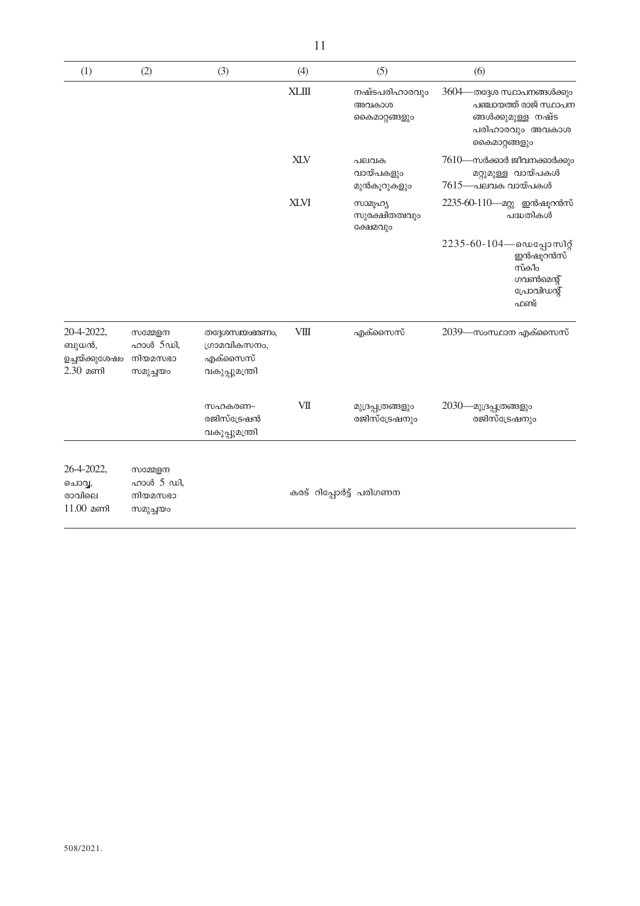| (1) | (2) | (3) | (4) | (5) | (6) |
|---|---|---|---|---|---|
| | | | XLIII | നഷ്ടപരിഹാരവും അവകാശ കൈമാറ്റങ്ങളും | 3604—തദ്ദേശ സ്ഥാപനങ്ങൾക്കും പഞ്ചായത്ത് രാജ് സ്ഥാപന ങ്ങൾക്കുമുള്ള നഷ്ട പരിഹാരവും അവകാശ കൈമാറ്റങ്ങളും |
| | | | XLV | പലവക വായ്പകളും മുൻകൂറുകളും | 7610—സർക്കാർ ജീവനക്കാർക്കും മറ്റുമുള്ള വായ്പകൾ<br>7615—പലവക വായ്പകൾ |
| | | | XLVI | സാമൂഹ്യ സുരക്ഷിതത്വവും ക്ഷേമവും | 2235-60-110—മറ്റു ഇൻഷുറൻസ് പദ്ധതികൾ<br>2235-60-104—ഡെപ്പോസിറ്റ് ഇൻഷുറൻസ് സ്കീം ഗവൺമെന്റ് പ്രോവിഡന്റ് ഫണ്ട് |
| 20-4-2022, ബുധൻ, ഉച്ചയ്ക്കുശേഷം 2.30 മണി | സമ്മേളന ഹാൾ 5ഡി, നിയമസഭാ സമുച്ചയം | തദ്ദേശസ്വയംഭരണം, ഗ്രാമവികസനം, എക്സൈസ് വകുപ്പുമന്ത്രി | VIII | എക്സൈസ് | 2039—സംസ്ഥാന എക്സൈസ് |
| | | സഹകരണ- രജിസ്ട്രേഷൻ വകുപ്പുമന്ത്രി | VII | മുദ്രപ്പത്രങ്ങളും രജിസ്ട്രേഷനും | 2030—മുദ്രപ്പത്രങ്ങളും രജിസ്ട്രേഷനും |
| 26-4-2022, ചൊവ്വ, രാവിലെ 11.00 മണി | സമ്മേളന ഹാൾ 5 ഡി, നിയമസഭാ സമുച്ചയം | കരട് റിപ്പോർട്ട് പരിഗണന | | | |

508/2021.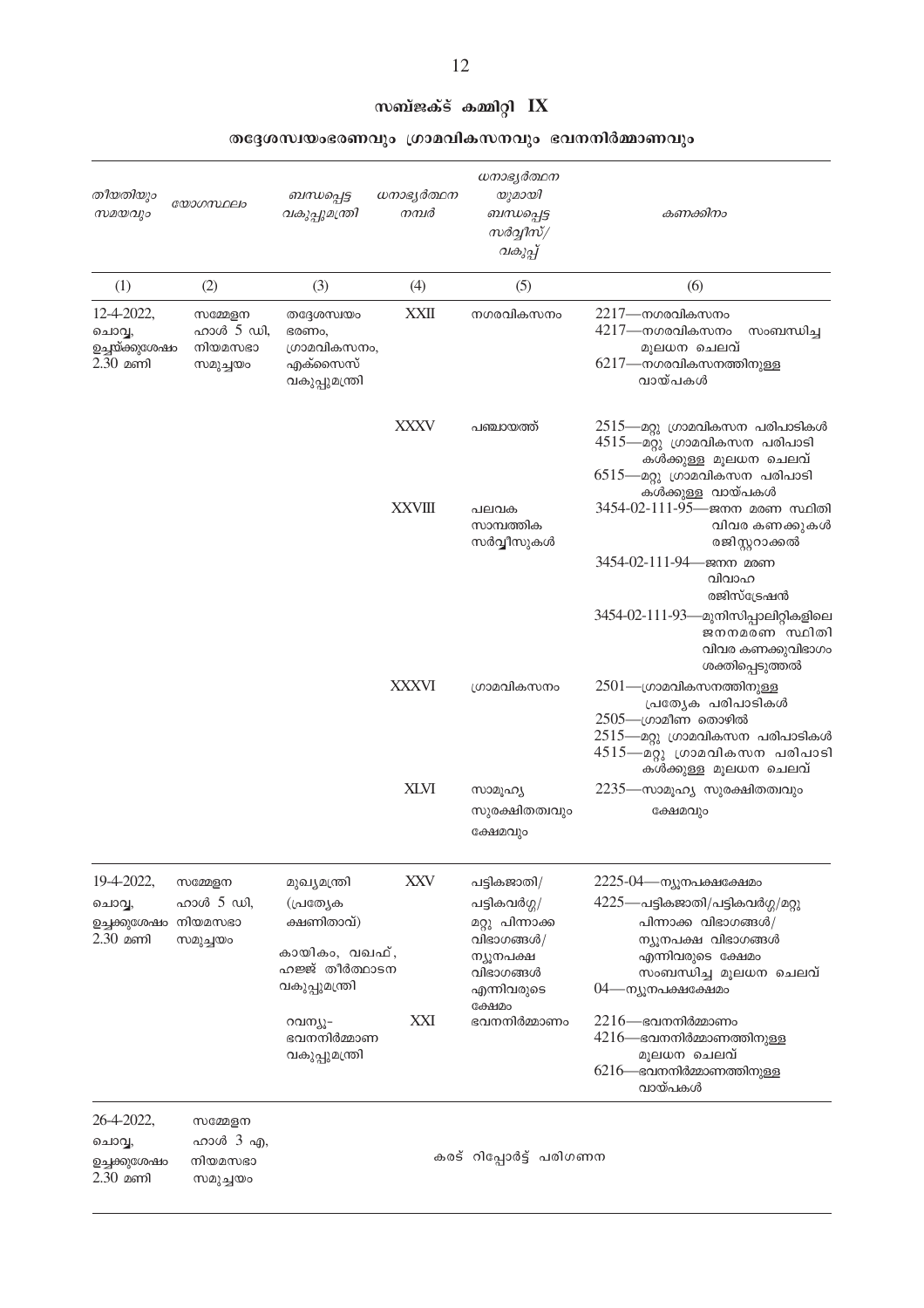## സബ്ജക്ട് കമ്മിറ്റി IX

### തദ്ദേശസ്വയംഭരണവും ഗ്രാമവികസനവും ഭവനനിർമ്മാണവും

| *തീയതിയും സമയവും* | *യോഗസ്ഥലം* | *ബന്ധപ്പെട്ട വകുപ്പുമന്ത്രി* | *ധനാഭ്യർത്ഥന നമ്പർ* | *ധനാഭ്യർത്ഥന യുമായി ബന്ധപ്പെട്ട സർവ്വീസ്/ വകുപ്പ്* | *കണക്കിനം* |
|---|---|---|---|---|---|
| (1) | (2) | (3) | (4) | (5) | (6) |
| 12-4-2022, ചൊവ്വ, ഉച്ചയ്ക്കുശേഷം 2.30 മണി | സമ്മേളന ഹാൾ 5 ഡി, നിയമസഭാ സമുച്ചയം | തദ്ദേശസ്വയം ഭരണം, ഗ്രാമവികസനം, എക്സൈസ് വകുപ്പുമന്ത്രി | XXII | നഗരവികസനം | 2217—നഗരവികസനം<br>4217—നഗരവികസനം സംബന്ധിച്ച മൂലധന ചെലവ്<br>6217—നഗരവികസനത്തിനുള്ള വായ്പകൾ |
| | | | XXXV | പഞ്ചായത്ത് | 2515—മറ്റു ഗ്രാമവികസന പരിപാടികൾ<br>4515—മറ്റു ഗ്രാമവികസന പരിപാടി കൾക്കുള്ള മൂലധന ചെലവ്<br>6515—മറ്റു ഗ്രാമവികസന പരിപാടി കൾക്കുള്ള വായ്പകൾ |
| | | | XXVIII | പലവക സാമ്പത്തിക സർവ്വീസുകൾ | 3454-02-111-95—ജനന മരണ സ്ഥിതി വിവര കണക്കുകൾ രജിസ്റ്ററാക്കൽ<br>3454-02-111-94—ജനന മരണ വിവാഹ രജിസ്ട്രേഷൻ<br>3454-02-111-93—മുനിസിപ്പാലിറ്റികളിലെ ജനനമരണ സ്ഥിതി വിവര കണക്കുവിഭാഗം ശക്തിപ്പെടുത്തൽ |
| | | | XXXVI | ഗ്രാമവികസനം | 2501—ഗ്രാമവികസനത്തിനുള്ള പ്രത്യേക പരിപാടികൾ<br>2505—ഗ്രാമീണ തൊഴിൽ<br>2515—മറ്റു ഗ്രാമവികസന പരിപാടികൾ<br>4515—മറ്റു ഗ്രാമവികസന പരിപാടി കൾക്കുള്ള മൂലധന ചെലവ് |
| | | | XLVI | സാമൂഹ്യ സുരക്ഷിതത്വവും ക്ഷേമവും | 2235—സാമൂഹ്യ സുരക്ഷിതത്വവും ക്ഷേമവും |
| 19-4-2022, ചൊവ്വ, ഉച്ചക്കുശേഷം 2.30 മണി | സമ്മേളന ഹാൾ 5 ഡി, നിയമസഭാ സമുച്ചയം | മുഖ്യമന്ത്രി (പ്രത്യേക ക്ഷണിതാവ്)<br>കായികം, വഖഫ്, ഹജ്ജ് തീർത്ഥാടന വകുപ്പുമന്ത്രി | XXV | പട്ടികജാതി/ പട്ടികവർഗ്ഗ/ മറ്റു പിന്നാക്ക വിഭാഗങ്ങൾ/ ന്യൂനപക്ഷ വിഭാഗങ്ങൾ എന്നിവരുടെ ക്ഷേമം | 2225-04—ന്യൂനപക്ഷക്ഷേമം<br>4225—പട്ടികജാതി/പട്ടികവർഗ്ഗ/മറ്റു പിന്നാക്ക വിഭാഗങ്ങൾ/ ന്യൂനപക്ഷ വിഭാഗങ്ങൾ എന്നിവരുടെ ക്ഷേമം സംബന്ധിച്ച മൂലധന ചെലവ്<br>04—ന്യൂനപക്ഷക്ഷേമം |
| | | റവന്യൂ- ഭവനനിർമ്മാണ വകുപ്പുമന്ത്രി | XXI | ഭവനനിർമ്മാണം | 2216—ഭവനനിർമ്മാണം<br>4216—ഭവനനിർമ്മാണത്തിനുള്ള മൂലധന ചെലവ്<br>6216—ഭവനനിർമ്മാണത്തിനുള്ള വായ്പകൾ |
| 26-4-2022, ചൊവ്വ, ഉച്ചക്കുശേഷം 2.30 മണി | സമ്മേളന ഹാൾ 3 എ, നിയമസഭാ സമുച്ചയം | കരട് റിപ്പോർട്ട് പരിഗണന | | | |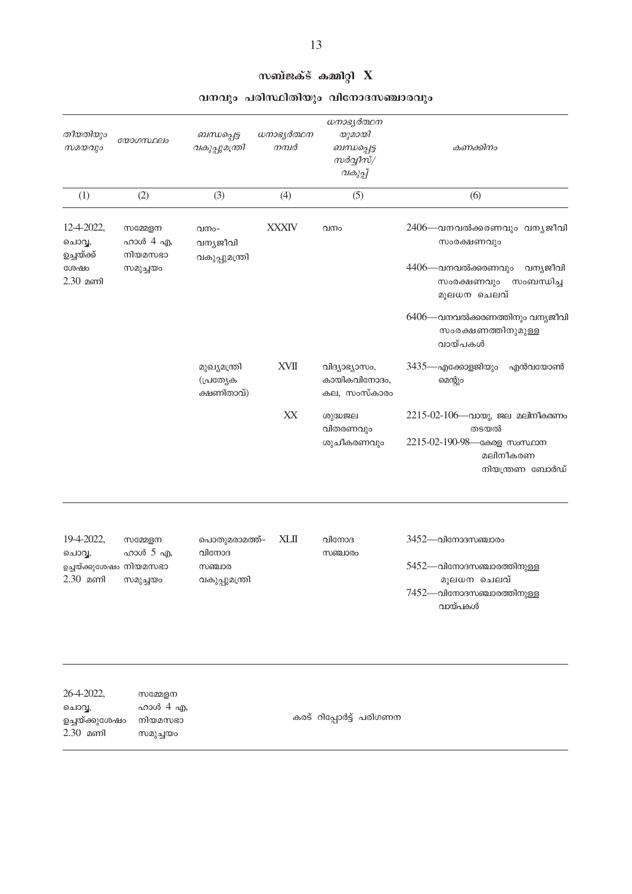## സബ്ജക്ട് കമ്മിറ്റി X

### വനവും പരിസ്ഥിതിയും വിനോദസഞ്ചാരവും

| *തീയതിയും സമയവും* | *യോഗസ്ഥലം* | *ബന്ധപ്പെട്ട വകുപ്പുമന്ത്രി* | *ധനാഭ്യർത്ഥന നമ്പർ* | *ധനാഭ്യർത്ഥന യുമായി ബന്ധപ്പെട്ട സർവ്വീസ്/ വകുപ്പ്* | *കണക്കിനം* |
|---|---|---|---|---|---|
| (1) | (2) | (3) | (4) | (5) | (6) |
| 12-4-2022, ചൊവ്വ, ഉച്ചയ്ക്ക് ശേഷം 2.30 മണി | സമ്മേളന ഹാൾ 4 എ, നിയമസഭാ സമുച്ചയം | വനം-വന്യജീവി വകുപ്പുമന്ത്രി | XXXIV | വനം | 2406—വനവൽക്കരണവും വന്യജീവി സംരക്ഷണവും<br>4406—വനവൽക്കരണവും വന്യജീവി സംരക്ഷണവും സംബന്ധിച്ച മൂലധന ചെലവ്<br>6406—വനവൽക്കരണത്തിനും വന്യജീവി സംരക്ഷണത്തിനുമുള്ള വായ്പകൾ |
| | | മുഖ്യമന്ത്രി (പ്രത്യേക ക്ഷണിതാവ്) | XVII | വിദ്യാഭ്യാസം, കായികവിനോദം, കല, സംസ്കാരം | 3435—എക്കോളജിയും എൻവയോൺമെന്റും |
| | | | XX | ശുദ്ധജല വിതരണവും ശുചീകരണവും | 2215-02-106—വായു, ജല മലിനീകരണം തടയൽ<br>2215-02-190-98—കേരള സംസ്ഥാന മലിനീകരണ നിയന്ത്രണ ബോർഡ് |
| 19-4-2022, ചൊവ്വ, ഉച്ചയ്ക്കുശേഷം 2.30 മണി | സമ്മേളന ഹാൾ 5 എ, നിയമസഭാ സമുച്ചയം | പൊതുമരാമത്ത്-വിനോദ സഞ്ചാര വകുപ്പുമന്ത്രി | XLII | വിനോദ സഞ്ചാരം | 3452—വിനോദസഞ്ചാരം<br>5452—വിനോദസഞ്ചാരത്തിനുള്ള മൂലധന ചെലവ്<br>7452—വിനോദസഞ്ചാരത്തിനുള്ള വായ്പകൾ |
| 26-4-2022, ചൊവ്വ, ഉച്ചയ്ക്കുശേഷം 2.30 മണി | സമ്മേളന ഹാൾ 4 എ, നിയമസഭാ സമുച്ചയം | കരട് റിപ്പോർട്ട് പരിഗണന | | | |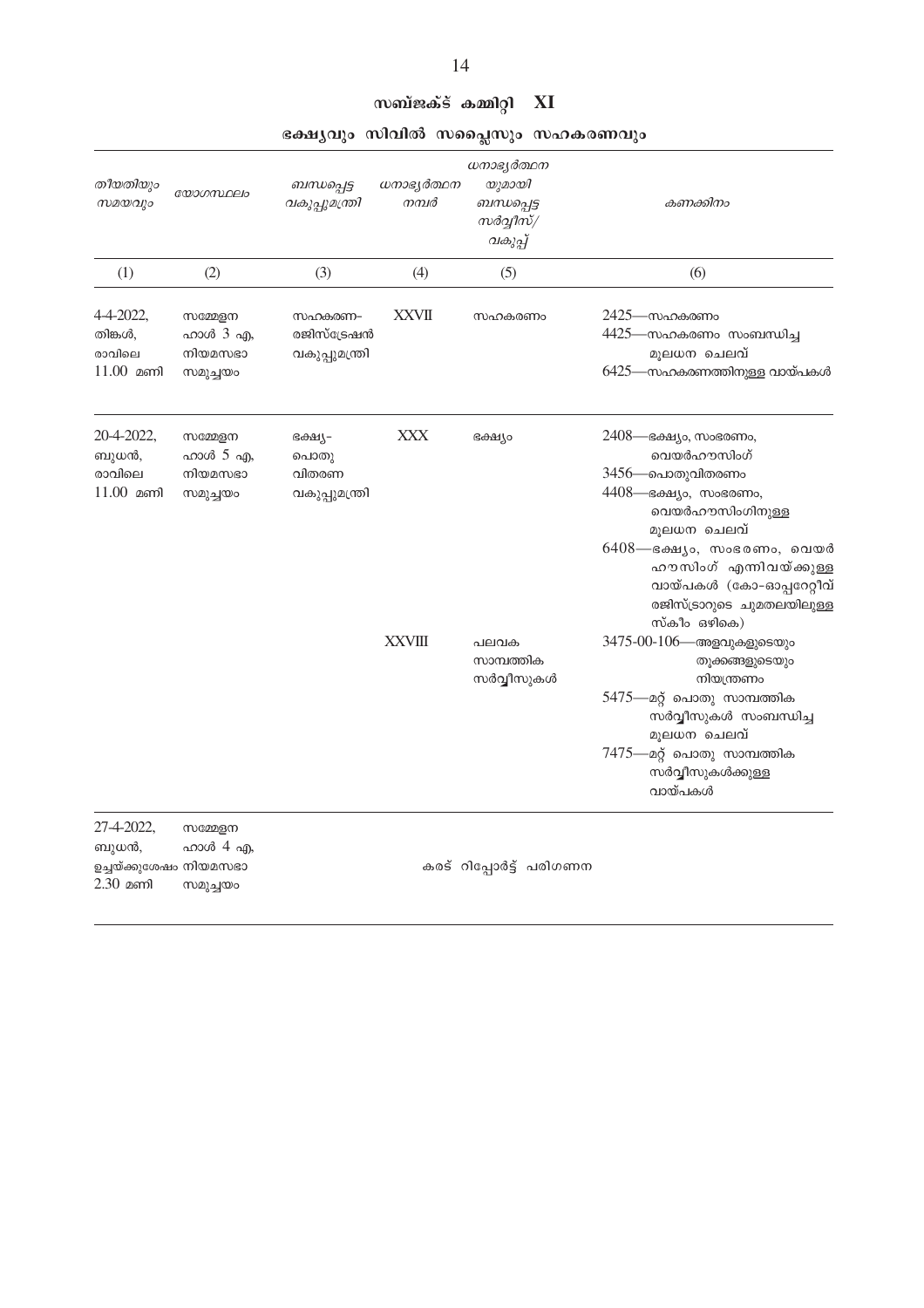## സബ്ജക്ട് കമ്മിറ്റി XI

### ഭക്ഷ്യവും സിവിൽ സപ്ലൈസും സഹകരണവും

| തീയതിയും സമയവും | യോഗസ്ഥലം | ബന്ധപ്പെട്ട വകുപ്പുമന്ത്രി | ധനാഭ്യർത്ഥന നമ്പർ | ധനാഭ്യർത്ഥന യുമായി ബന്ധപ്പെട്ട സർവ്വീസ്/ വകുപ്പ് | കണക്കിനം |
|---|---|---|---|---|---|
| (1) | (2) | (3) | (4) | (5) | (6) |
| 4-4-2022, തിങ്കൾ, രാവിലെ 11.00 മണി | സമ്മേളന ഹാൾ 3 എ, നിയമസഭാ സമുച്ചയം | സഹകരണ- രജിസ്ട്രേഷൻ വകുപ്പുമന്ത്രി | XXVII | സഹകരണം | 2425—സഹകരണം<br>4425—സഹകരണം സംബന്ധിച്ച മൂലധന ചെലവ്<br>6425—സഹകരണത്തിനുള്ള വായ്പകൾ |
| 20-4-2022, ബുധൻ, രാവിലെ 11.00 മണി | സമ്മേളന ഹാൾ 5 എ, നിയമസഭാ സമുച്ചയം | ഭക്ഷ്യ- പൊതു വിതരണ വകുപ്പുമന്ത്രി | XXX | ഭക്ഷ്യം | 2408—ഭക്ഷ്യം, സംഭരണം, വെയർഹൗസിംഗ്<br>3456—പൊതുവിതരണം<br>4408—ഭക്ഷ്യം, സംഭരണം, വെയർഹൗസിംഗിനുള്ള മൂലധന ചെലവ്<br>6408—ഭക്ഷ്യം, സംഭരണം, വെയർ ഹൗസിംഗ് എന്നിവയ്ക്കുള്ള വായ്പകൾ (കോ-ഓപ്പറേറ്റീവ് രജിസ്ട്രാറുടെ ചുമതലയിലുള്ള സ്കീം ഒഴികെ) |
| | | | XXVIII | പലവക സാമ്പത്തിക സർവ്വീസുകൾ | 3475-00-106—അളവുകളുടെയും തൂക്കങ്ങളുടെയും നിയന്ത്രണം<br>5475—മറ്റ് പൊതു സാമ്പത്തിക സർവ്വീസുകൾ സംബന്ധിച്ച മൂലധന ചെലവ്<br>7475—മറ്റ് പൊതു സാമ്പത്തിക സർവ്വീസുകൾക്കുള്ള വായ്പകൾ |
| 27-4-2022, ബുധൻ, ഉച്ചയ്ക്കുശേഷം 2.30 മണി | സമ്മേളന ഹാൾ 4 എ, നിയമസഭാ സമുച്ചയം | കരട് റിപ്പോർട്ട് പരിഗണന | | | |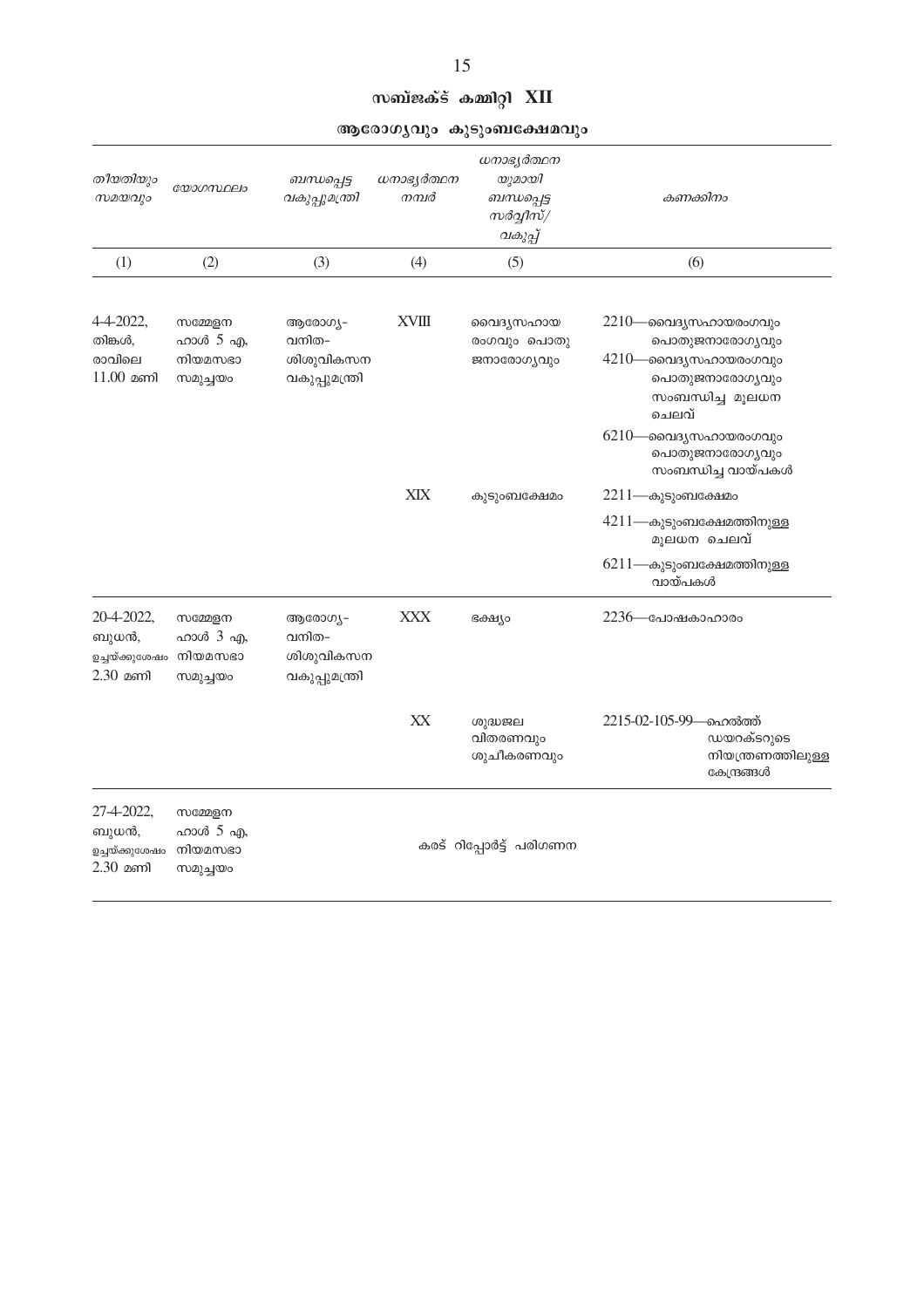## സബ്ജക്ട് കമ്മിറ്റി XII

### ആരോഗ്യവും കുടുംബക്ഷേമവും

| *തീയതിയും സമയവും* | *യോഗസ്ഥലം* | *ബന്ധപ്പെട്ട വകുപ്പുമന്ത്രി* | *ധനാഭ്യർത്ഥന നമ്പർ* | *ധനാഭ്യർത്ഥന യുമായി ബന്ധപ്പെട്ട സർവ്വീസ്/ വകുപ്പ്* | *കണക്കിനം* |
|---|---|---|---|---|---|
| (1) | (2) | (3) | (4) | (5) | (6) |
| 4-4-2022, തിങ്കൾ, രാവിലെ 11.00 മണി | സമ്മേളന ഹാൾ 5 എ, നിയമസഭാ സമുച്ചയം | ആരോഗ്യ- വനിത- ശിശുവികസന വകുപ്പുമന്ത്രി | XVIII | വൈദ്യസഹായ രംഗവും പൊതു ജനാരോഗ്യവും | 2210—വൈദ്യസഹായരംഗവും പൊതുജനാരോഗ്യവും<br>4210—വൈദ്യസഹായരംഗവും പൊതുജനാരോഗ്യവും സംബന്ധിച്ച മൂലധന ചെലവ്<br>6210—വൈദ്യസഹായരംഗവും പൊതുജനാരോഗ്യവും സംബന്ധിച്ച വായ്പകൾ |
| | | | XIX | കുടുംബക്ഷേമം | 2211—കുടുംബക്ഷേമം<br>4211—കുടുംബക്ഷേമത്തിനുള്ള മൂലധന ചെലവ്<br>6211—കുടുംബക്ഷേമത്തിനുള്ള വായ്പകൾ |
| 20-4-2022, ബുധൻ, ഉച്ചയ്ക്കുശേഷം 2.30 മണി | സമ്മേളന ഹാൾ 3 എ, നിയമസഭാ സമുച്ചയം | ആരോഗ്യ- വനിത- ശിശുവികസന വകുപ്പുമന്ത്രി | XXX | ഭക്ഷ്യം | 2236—പോഷകാഹാരം |
| | | | XX | ശുദ്ധജല വിതരണവും ശുചീകരണവും | 2215-02-105-99—ഹെൽത്ത് ഡയറക്ടറുടെ നിയന്ത്രണത്തിലുള്ള കേന്ദ്രങ്ങൾ |
| 27-4-2022, ബുധൻ, ഉച്ചയ്ക്കുശേഷം 2.30 മണി | സമ്മേളന ഹാൾ 5 എ, നിയമസഭാ സമുച്ചയം | കരട് റിപ്പോർട്ട് പരിഗണന | | | |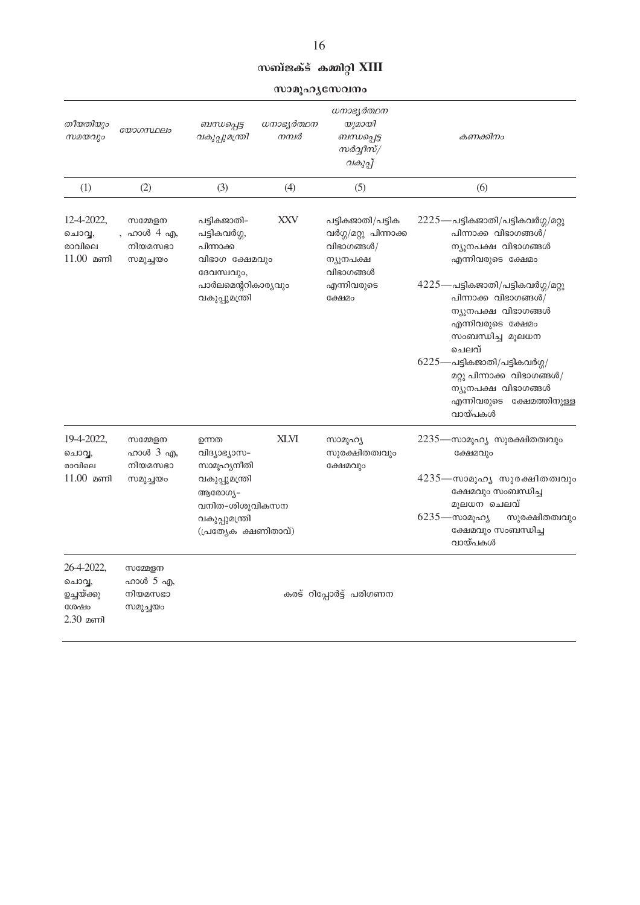## സബ്ജക്ട് കമ്മിറ്റി XIII

### സാമൂഹ്യസേവനം

| തീയതിയും സമയവും | യോഗസ്ഥലം | ബന്ധപ്പെട്ട വകുപ്പുമന്ത്രി | ധനാഭ്യർത്ഥന നമ്പർ | ധനാഭ്യർത്ഥന യുമായി ബന്ധപ്പെട്ട സർവ്വീസ്/ വകുപ്പ് | കണക്കിനം |
|---|---|---|---|---|---|
| (1) | (2) | (3) | (4) | (5) | (6) |
| 12-4-2022, ചൊവ്വ, രാവിലെ 11.00 മണി | സമ്മേളന , ഹാൾ 4 എ, നിയമസഭാ സമുച്ചയം | പട്ടികജാതി- പട്ടികവർഗ്ഗ, പിന്നാക്ക വിഭാഗ ക്ഷേമവും ദേവസ്വവും, പാർലമെന്ററികാര്യവും വകുപ്പുമന്ത്രി | XXV | പട്ടികജാതി/പട്ടിക വർഗ്ഗ/മറ്റു പിന്നാക്ക വിഭാഗങ്ങൾ/ ന്യൂനപക്ഷ വിഭാഗങ്ങൾ എന്നിവരുടെ ക്ഷേമം | 2225—പട്ടികജാതി/പട്ടികവർഗ്ഗ/മറ്റു പിന്നാക്ക വിഭാഗങ്ങൾ/ ന്യൂനപക്ഷ വിഭാഗങ്ങൾ എന്നിവരുടെ ക്ഷേമം<br>4225—പട്ടികജാതി/പട്ടികവർഗ്ഗ/മറ്റു പിന്നാക്ക വിഭാഗങ്ങൾ/ ന്യൂനപക്ഷ വിഭാഗങ്ങൾ എന്നിവരുടെ ക്ഷേമം സംബന്ധിച്ച മൂലധന ചെലവ്<br>6225—പട്ടികജാതി/പട്ടികവർഗ്ഗ/ മറ്റു പിന്നാക്ക വിഭാഗങ്ങൾ/ ന്യൂനപക്ഷ വിഭാഗങ്ങൾ എന്നിവരുടെ ക്ഷേമത്തിനുള്ള വായ്പകൾ |
| 19-4-2022, ചൊവ്വ, രാവിലെ 11.00 മണി | സമ്മേളന ഹാൾ 3 എ, നിയമസഭാ സമുച്ചയം | ഉന്നത വിദ്യാഭ്യാസ- സാമൂഹ്യനീതി വകുപ്പുമന്ത്രി ആരോഗ്യ- വനിത-ശിശുവികസന വകുപ്പുമന്ത്രി (പ്രത്യേക ക്ഷണിതാവ്) | XLVI | സാമൂഹ്യ സുരക്ഷിതത്വവും ക്ഷേമവും | 2235—സാമൂഹ്യ സുരക്ഷിതത്വവും ക്ഷേമവും<br>4235—സാമൂഹ്യ സുരക്ഷിതത്വവും ക്ഷേമവും സംബന്ധിച്ച മൂലധന ചെലവ്<br>6235—സാമൂഹ്യ സുരക്ഷിതത്വവും ക്ഷേമവും സംബന്ധിച്ച വായ്പകൾ |
| 26-4-2022, ചൊവ്വ, ഉച്ചയ്ക്കു ശേഷം 2.30 മണി | സമ്മേളന ഹാൾ 5 എ, നിയമസഭാ സമുച്ചയം | കരട് റിപ്പോർട്ട് പരിഗണന | | | |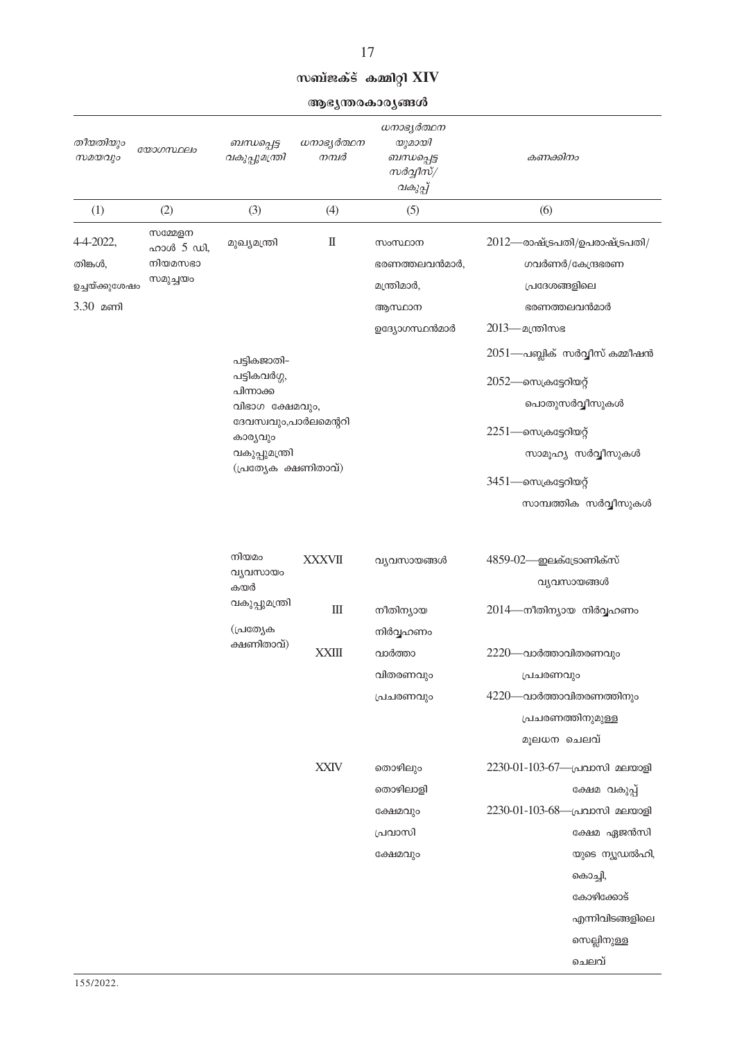## സബ്ജക്ട് കമ്മിറ്റി XIV

### ആഭ്യന്തരകാര്യങ്ങൾ

| തീയതിയും സമയവും | യോഗസ്ഥലം | ബന്ധപ്പെട്ട വകുപ്പുമന്ത്രി | ധനാഭ്യർത്ഥന നമ്പർ | ധനാഭ്യർത്ഥന യുമായി ബന്ധപ്പെട്ട സർവ്വീസ്/ വകുപ്പ് | കണക്കിനം |
|---|---|---|---|---|---|
| (1) | (2) | (3) | (4) | (5) | (6) |
| 4-4-2022, തിങ്കൾ, ഉച്ചയ്ക്കുശേഷം 3.30 മണി | സമ്മേളന ഹാൾ 5 ഡി, നിയമസഭാ സമുച്ചയം | മുഖ്യമന്ത്രി | II | സംസ്ഥാന ഭരണത്തലവൻമാർ, മന്ത്രിമാർ, ആസ്ഥാന ഉദ്യോഗസ്ഥൻമാർ | 2012—രാഷ്ട്രപതി/ഉപരാഷ്ട്രപതി/ ഗവർണർ/കേന്ദ്രഭരണ പ്രദേശങ്ങളിലെ ഭരണത്തലവൻമാർ |
| | | | | | 2013—മന്ത്രിസഭ |
| | | പട്ടികജാതി-പട്ടികവർഗ്ഗ, പിന്നാക്ക വിഭാഗ ക്ഷേമവും, ദേവസ്വവും,പാർലമെന്ററി കാര്യവും വകുപ്പുമന്ത്രി (പ്രത്യേക ക്ഷണിതാവ്) | | | 2051—പബ്ലിക് സർവ്വീസ് കമ്മീഷൻ |
| | | | | | 2052—സെക്രട്ടേറിയറ്റ് പൊതുസർവ്വീസുകൾ |
| | | | | | 2251—സെക്രട്ടേറിയറ്റ് സാമൂഹ്യ സർവ്വീസുകൾ |
| | | | | | 3451—സെക്രട്ടേറിയറ്റ് സാമ്പത്തിക സർവ്വീസുകൾ |
| | | നിയമം വ്യവസായം കയർ വകുപ്പുമന്ത്രി (പ്രത്യേക ക്ഷണിതാവ്) | XXXVII | വ്യവസായങ്ങൾ | 4859-02—ഇലക്ട്രോണിക്സ് വ്യവസായങ്ങൾ |
| | | | III | നീതിന്യായ നിർവ്വഹണം | 2014—നീതിന്യായ നിർവ്വഹണം |
| | | | XXIII | വാർത്താ വിതരണവും പ്രചരണവും | 2220—വാർത്താവിതരണവും പ്രചരണവും |
| | | | | | 4220—വാർത്താവിതരണത്തിനും പ്രചരണത്തിനുമുള്ള മൂലധന ചെലവ് |
| | | | XXIV | തൊഴിലും തൊഴിലാളി ക്ഷേമവും പ്രവാസി ക്ഷേമവും | 2230-01-103-67—പ്രവാസി മലയാളി ക്ഷേമ വകുപ്പ് |
| | | | | | 2230-01-103-68—പ്രവാസി മലയാളി ക്ഷേമ ഏജൻസി യുടെ ന്യൂഡൽഹി, കൊച്ചി, കോഴിക്കോട് എന്നിവിടങ്ങളിലെ സെല്ലിനുള്ള ചെലവ് |

155/2022.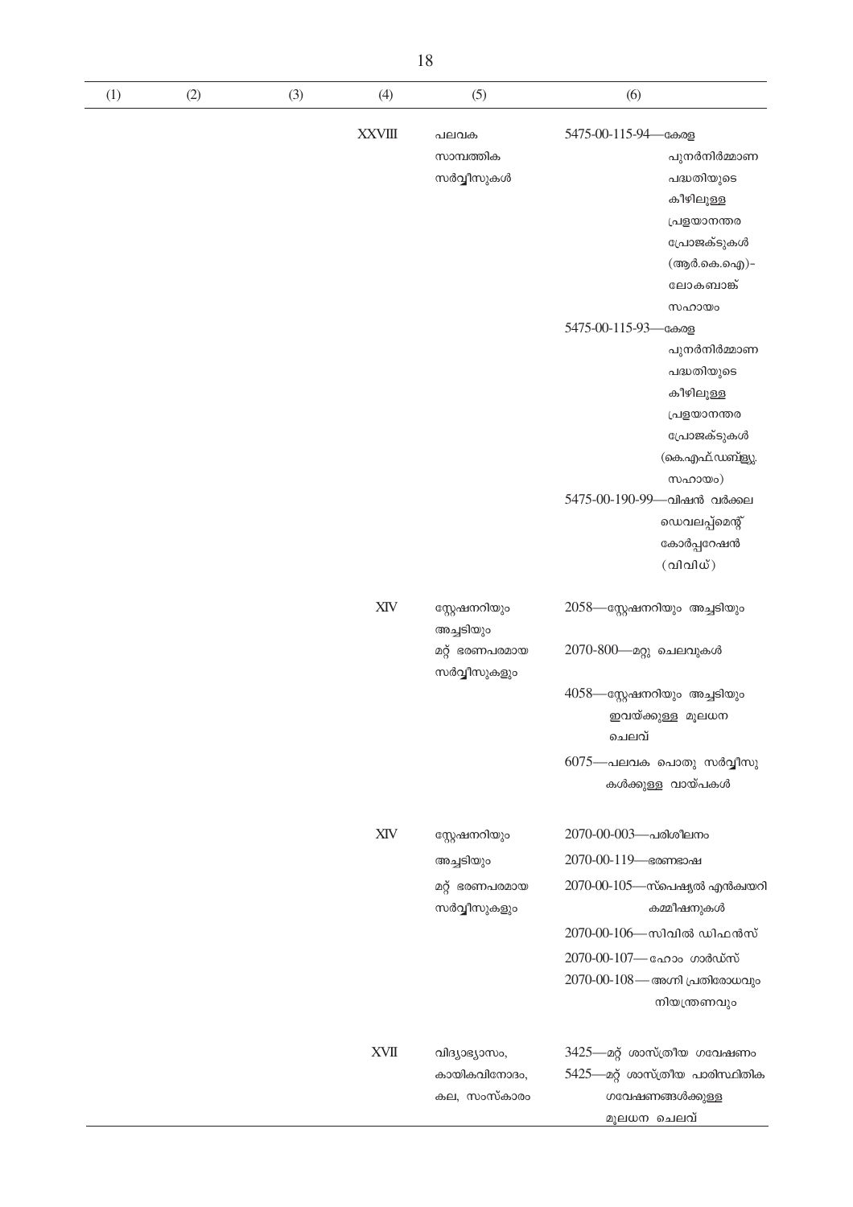| (1) | (2) | (3) | (4) | (5) | (6) |
|---|---|---|---|---|---|
| | | | XXVIII | പലവക സാമ്പത്തിക സർവ്വീസുകൾ | 5475-00-115-94—കേരള പുനർനിർമ്മാണ പദ്ധതിയുടെ കീഴിലുള്ള പ്രളയാനന്തര പ്രോജക്ടുകൾ (ആർ.കെ.ഐ)- ലോകബാങ്ക് സഹായം<br>5475-00-115-93—കേരള പുനർനിർമ്മാണ പദ്ധതിയുടെ കീഴിലുള്ള പ്രളയാനന്തര പ്രോജക്ടുകൾ (കെ.എഫ്.ഡബ്ല്യു. സഹായം)<br>5475-00-190-99—വിഷൻ വർക്കല ഡെവലപ്പ്മെന്റ് കോർപ്പറേഷൻ (വിവിഡ്) |
| | | | XIV | സ്റ്റേഷനറിയും അച്ചടിയും മറ്റ് ഭരണപരമായ സർവ്വീസുകളും | 2058—സ്റ്റേഷനറിയും അച്ചടിയും<br>2070-800—മറ്റു ചെലവുകൾ<br>4058—സ്റ്റേഷനറിയും അച്ചടിയും ഇവയ്ക്കുള്ള മൂലധന ചെലവ്<br>6075—പലവക പൊതു സർവ്വീസുകൾക്കുള്ള വായ്പകൾ |
| | | | XIV | സ്റ്റേഷനറിയും അച്ചടിയും മറ്റ് ഭരണപരമായ സർവ്വീസുകളും | 2070-00-003—പരിശീലനം<br>2070-00-119—ഭരണഭാഷ<br>2070-00-105—സ്പെഷ്യൽ എൻക്വയറി കമ്മീഷനുകൾ<br>2070-00-106—സിവിൽ ഡിഫൻസ്<br>2070-00-107—ഹോം ഗാർഡ്സ്<br>2070-00-108—അഗ്നി പ്രതിരോധവും നിയന്ത്രണവും |
| | | | XVII | വിദ്യാഭ്യാസം, കായികവിനോദം, കല, സംസ്കാരം | 3425—മറ്റ് ശാസ്ത്രീയ ഗവേഷണം<br>5425—മറ്റ് ശാസ്ത്രീയ പാരിസ്ഥിതിക ഗവേഷണങ്ങൾക്കുള്ള മൂലധന ചെലവ് |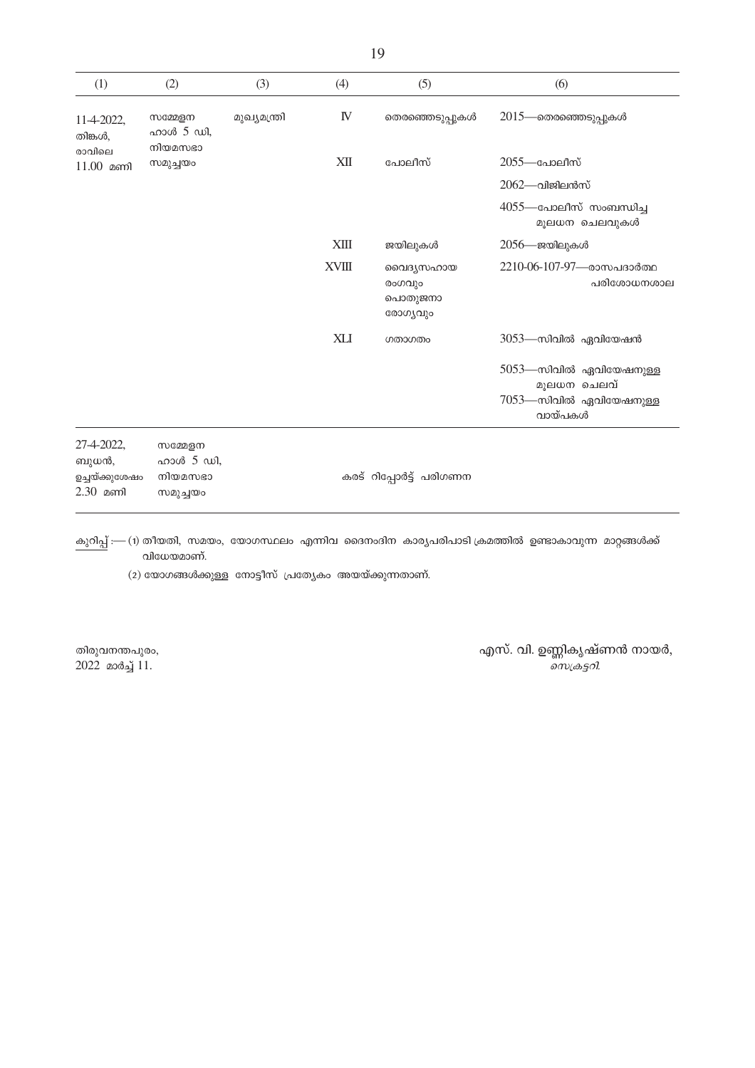| (1) | (2) | (3) | (4) | (5) | (6) |
|---|---|---|---|---|---|
| 11-4-2022, തിങ്കൾ, രാവിലെ 11.00 മണി | സമ്മേളന ഹാൾ 5 ഡി, നിയമസഭാ സമുച്ചയം | മുഖ്യമന്ത്രി | IV | തെരഞ്ഞെടുപ്പുകൾ | 2015—തെരഞ്ഞെടുപ്പുകൾ |
| | | | XII | പോലീസ് | 2055—പോലീസ് |
| | | | | | 2062—വിജിലൻസ് |
| | | | | | 4055—പോലീസ് സംബന്ധിച്ച മൂലധന ചെലവുകൾ |
| | | | XIII | ജയിലുകൾ | 2056—ജയിലുകൾ |
| | | | XVIII | വൈദ്യസഹായ രംഗവും പൊതുജനാ രോഗ്യവും | 2210-06-107-97—രാസപദാർത്ഥ പരിശോധനശാല |
| | | | XLI | ഗതാഗതം | 3053—സിവിൽ ഏവിയേഷൻ |
| | | | | | 5053—സിവിൽ ഏവിയേഷനുള്ള മൂലധന ചെലവ് |
| | | | | | 7053—സിവിൽ ഏവിയേഷനുള്ള വായ്പകൾ |
| 27-4-2022, ബുധൻ, ഉച്ചയ്ക്കുശേഷം 2.30 മണി | സമ്മേളന ഹാൾ 5 ഡി, നിയമസഭാ സമുച്ചയം | | | കരട് റിപ്പോർട്ട് പരിഗണന | |

കുറിപ്പ് :— (1) തീയതി, സമയം, യോഗസ്ഥലം എന്നിവ ദൈനംദിന കാര്യപരിപാടി ക്രമത്തിൽ ഉണ്ടാകാവുന്ന മാറ്റങ്ങൾക്ക് വിധേയമാണ്.

(2) യോഗങ്ങൾക്കുള്ള നോട്ടീസ് പ്രത്യേകം അയയ്ക്കുന്നതാണ്.

തിരുവനന്തപുരം,
2022 മാർച്ച് 11.

എസ്. വി. ഉണ്ണികൃഷ്ണൻ നായർ,
*സെക്രട്ടറി.*